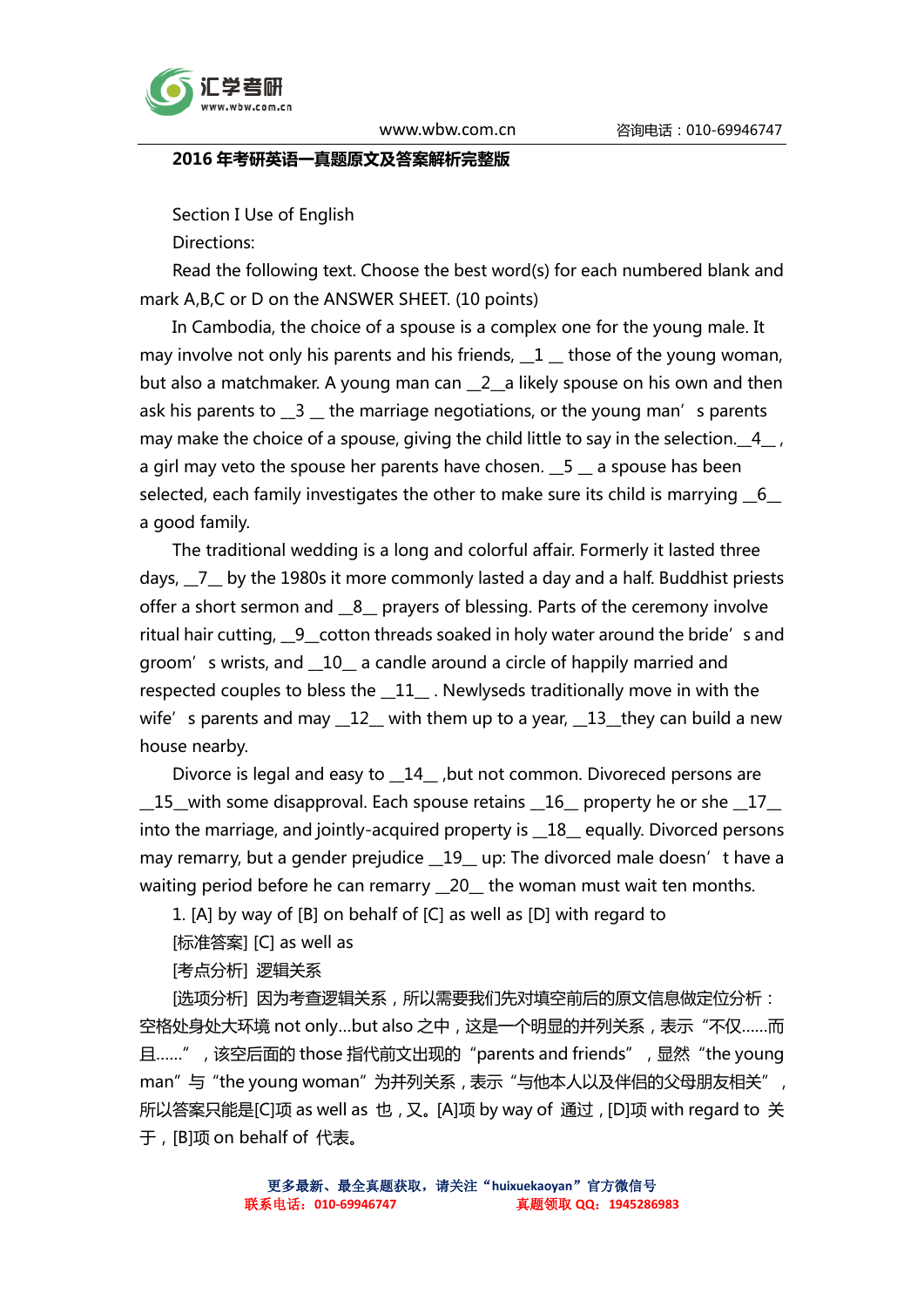## 2016 年考研英语一真题原文及答案解析完整版

Section I Use of English

Directions:

Read the following text. Choose the best word(s) for each numbered blank and mark A,B,C or D on the ANSWER SHEET. (10 points)

In Cambodia, the choice of a spouse is a complex one for the young male. It may involve not only his parents and his friends, __1 __ those of the young woman, but also a matchmaker. A young man can __2__a likely spouse on his own and then ask his parents to __3 __ the marriage negotiations, or the young man' s parents may make the choice of a spouse, giving the child little to say in the selection.__4__ , a girl may veto the spouse her parents have chosen. __5 __ a spouse has been selected, each family investigates the other to make sure its child is marrying __6__ a good family.

The traditional wedding is a long and colorful affair. Formerly it lasted three days, __7__ by the 1980s it more commonly lasted a day and a half. Buddhist priests offer a short sermon and __8__ prayers of blessing. Parts of the ceremony involve ritual hair cutting, __9__cotton threads soaked in holy water around the bride' s and groom' s wrists, and __10__ a candle around a circle of happily married and respected couples to bless the __11__ . Newlyseds traditionally move in with the wife' s parents and may __12__ with them up to a year, __13__they can build a new house nearby.

Divorce is legal and easy to __14__ ,but not common. Divoreced persons are __15__with some disapproval. Each spouse retains __16__ property he or she __17__ into the marriage, and jointly-acquired property is __18__ equally. Divorced persons may remarry, but a gender prejudice __19__ up: The divorced male doesn' t have a waiting period before he can remarry __20__ the woman must wait ten months.

1. [A] by way of [B] on behalf of [C] as well as [D] with regard to

[标准答案] [C] as well as

[考点分析] 逻辑关系

[选项分析] 因为考查逻辑关系，所以需要我们先对填空前后的原文信息做定位分析：空格处身处大环境 not only...but also 之中，这是一个明显的并列关系，表示“不仅……而且……”，该空后面的 those 指代前文出现的“parents and friends”，显然“the young man”与“the young woman”为并列关系，表示“与他本人以及伴侣的父母朋友相关”，所以答案只能是[C]项 as well as 也，又。[A]项 by way of 通过，[D]项 with regard to 关于，[B]项 on behalf of 代表。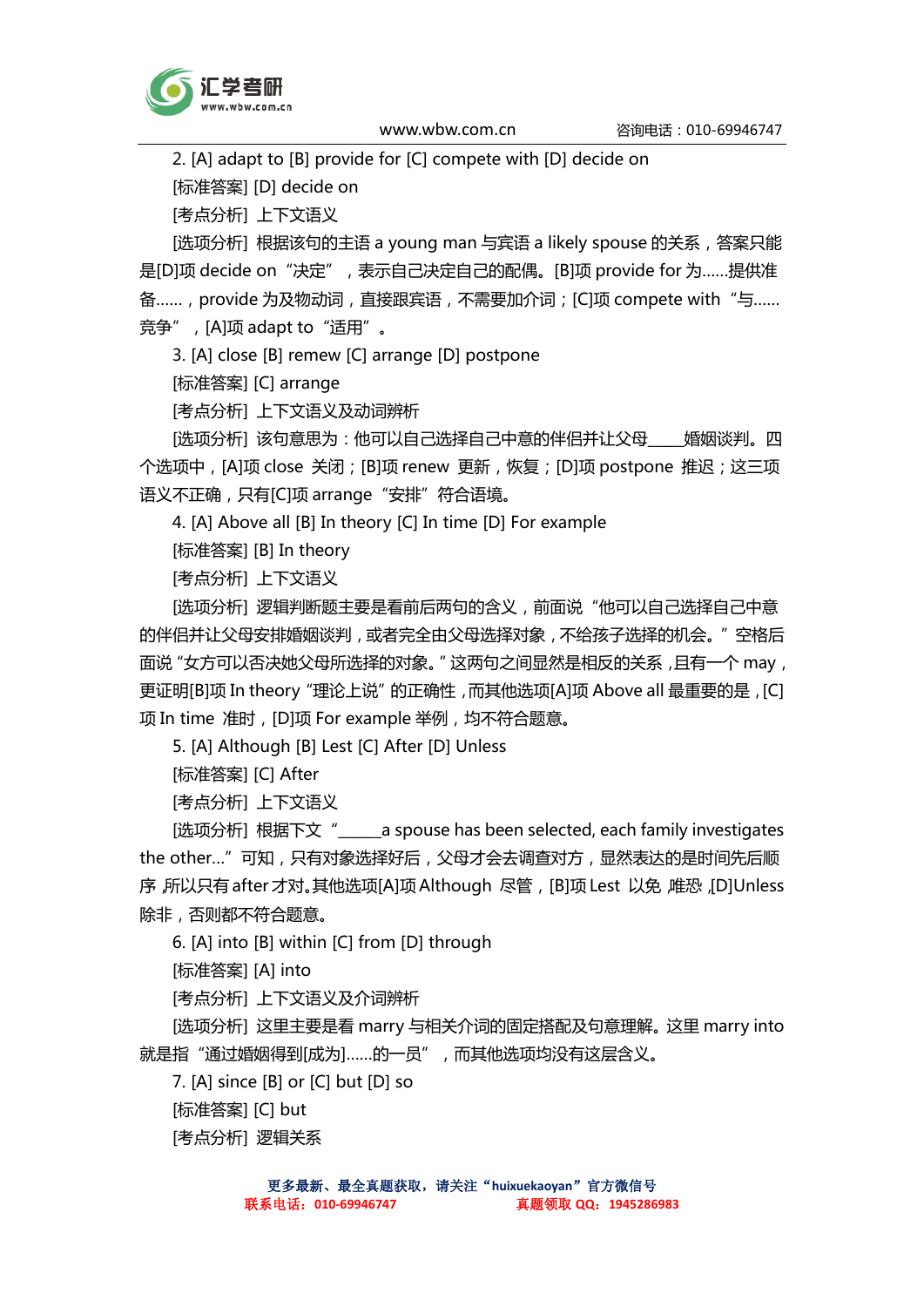2. [A] adapt to [B] provide for [C] compete with [D] decide on

[标准答案] [D] decide on

[考点分析] 上下文语义

[选项分析] 根据该句的主语 a young man 与宾语 a likely spouse 的关系，答案只能是[D]项 decide on “决定” ，表示自己决定自己的配偶。[B]项 provide for 为……提供准备……，provide 为及物动词，直接跟宾语，不需要加介词；[C]项 compete with “与……竞争” ，[A]项 adapt to “适用”。

3. [A] close [B] remew [C] arrange [D] postpone

[标准答案] [C] arrange

[考点分析] 上下文语义及动词辨析

[选项分析] 该句意思为：他可以自己选择自己中意的伴侣并让父母____婚姻谈判。四个选项中，[A]项 close 关闭；[B]项 renew 更新，恢复；[D]项 postpone 推迟；这三项语义不正确，只有[C]项 arrange “安排” 符合语境。

4. [A] Above all [B] In theory [C] In time [D] For example

[标准答案] [B] In theory

[考点分析] 上下文语义

[选项分析] 逻辑判断题主要是看前后两句的含义，前面说 “他可以自己选择自己中意的伴侣并让父母安排婚姻谈判，或者完全由父母选择对象，不给孩子选择的机会。” 空格后面说 “女方可以否决她父母所选择的对象。” 这两句之间显然是相反的关系，且有一个 may，更证明[B]项 In theory “理论上说” 的正确性，而其他选项[A]项 Above all 最重要的是，[C]项 In time 准时，[D]项 For example 举例，均不符合题意。

5. [A] Although [B] Lest [C] After [D] Unless

[标准答案] [C] After

[考点分析] 上下文语义

[选项分析] 根据下文 “_____a spouse has been selected, each family investigates the other...” 可知，只有对象选择好后，父母才会去调查对方，显然表达的是时间先后顺序，所以只有 after 才对。其他选项[A]项 Although 尽管，[B]项 Lest 以免，唯恐，[D]Unless 除非，否则都不符合题意。

6. [A] into [B] within [C] from [D] through

[标准答案] [A] into

[考点分析] 上下文语义及介词辨析

[选项分析] 这里主要是看 marry 与相关介词的固定搭配及句意理解。这里 marry into 就是指 “通过婚姻得到[成为]......的一员” ，而其他选项均没有这层含义。

7. [A] since [B] or [C] but [D] so

[标准答案] [C] but

[考点分析] 逻辑关系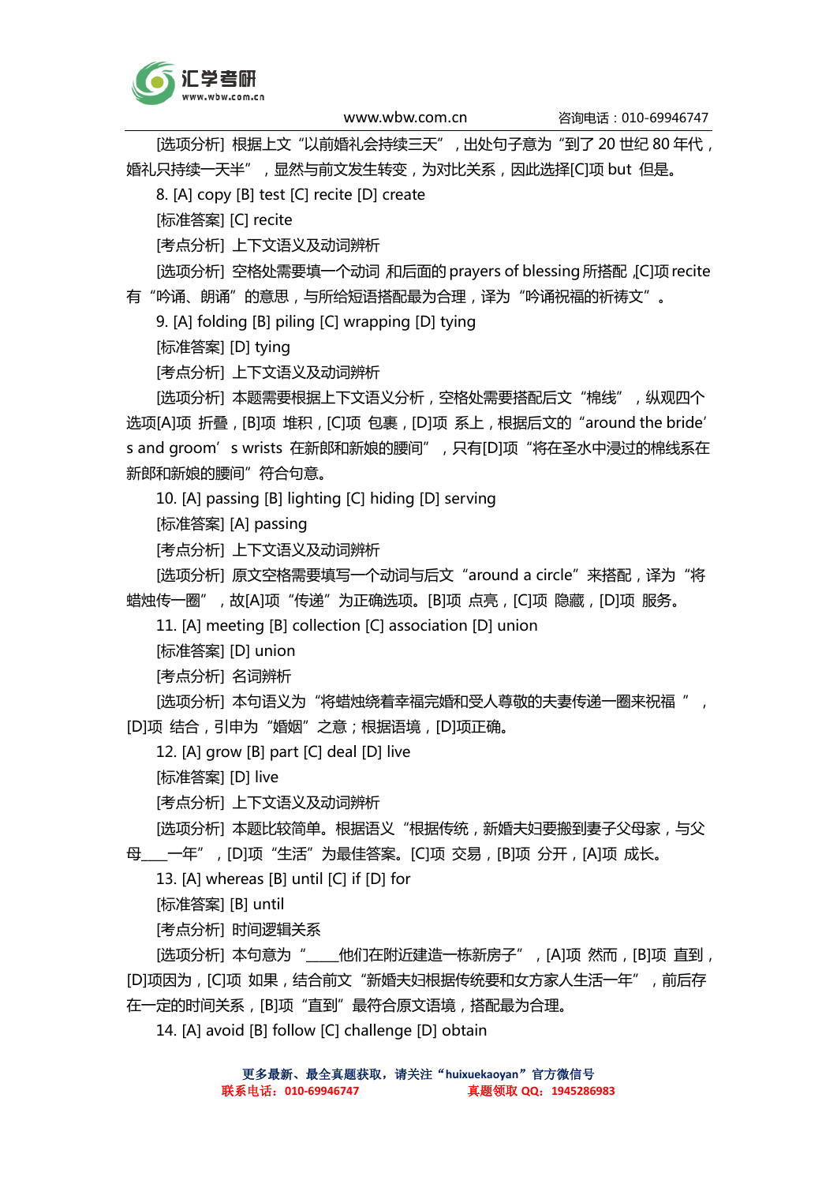[选项分析] 根据上文“以前婚礼会持续三天”，出处句子意为“到了 20 世纪 80 年代，婚礼只持续一天半”，显然与前文发生转变，为对比关系，因此选择[C]项 but 但是。

8. [A] copy [B] test [C] recite [D] create

[标准答案] [C] recite

[考点分析] 上下文语义及动词辨析

[选项分析] 空格处需要填一个动词 和后面的 prayers of blessing 所搭配，[C]项 recite 有“吟诵、朗诵”的意思，与所给短语搭配最为合理，译为“吟诵祝福的祈祷文”。

9. [A] folding [B] piling [C] wrapping [D] tying

[标准答案] [D] tying

[考点分析] 上下文语义及动词辨析

[选项分析] 本题需要根据上下文语义分析，空格处需要搭配后文“棉线”，纵观四个选项[A]项 折叠，[B]项 堆积，[C]项 包裹，[D]项 系上，根据后文的“around the bride’s and groom’s wrists 在新郎和新娘的腰间”，只有[D]项“将在圣水中浸过的棉线系在新郎和新娘的腰间”符合句意。

10. [A] passing [B] lighting [C] hiding [D] serving

[标准答案] [A] passing

[考点分析] 上下文语义及动词辨析

[选项分析] 原文空格需要填写一个动词与后文“around a circle”来搭配，译为“将蜡烛传一圈”，故[A]项“传递”为正确选项。[B]项 点亮，[C]项 隐藏，[D]项 服务。

11. [A] meeting [B] collection [C] association [D] union

[标准答案] [D] union

[考点分析] 名词辨析

[选项分析] 本句语义为“将蜡烛绕着幸福完婚和受人尊敬的夫妻传递一圈来祝福”，[D]项 结合，引申为“婚姻”之意；根据语境，[D]项正确。

12. [A] grow [B] part [C] deal [D] live

[标准答案] [D] live

[考点分析] 上下文语义及动词辨析

[选项分析] 本题比较简单。根据语义“根据传统，新婚夫妇要搬到妻子父母家，与父母____一年”，[D]项“生活”为最佳答案。[C]项 交易，[B]项 分开，[A]项 成长。

13. [A] whereas [B] until [C] if [D] for

[标准答案] [B] until

[考点分析] 时间逻辑关系

[选项分析] 本句意为“____他们在附近建造一栋新房子”，[A]项 然而，[B]项 直到，[D]项因为，[C]项 如果，结合前文“新婚夫妇根据传统要和女方家人生活一年”，前后存在一定的时间关系，[B]项“直到”最符合原文语境，搭配最为合理。

14. [A] avoid [B] follow [C] challenge [D] obtain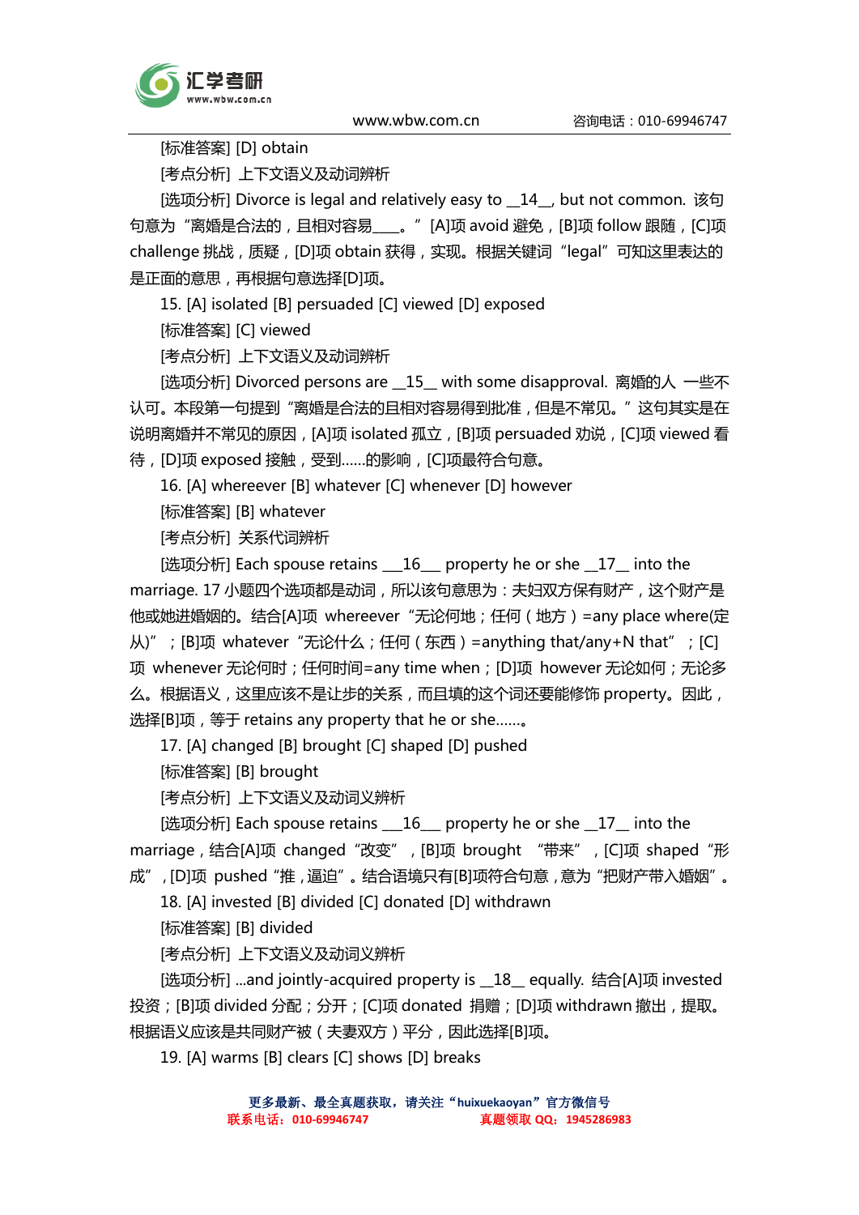[标准答案] [D] obtain

[考点分析] 上下文语义及动词辨析

[选项分析] Divorce is legal and relatively easy to __14__, but not common. 该句意为“离婚是合法的，且相对容易___。” [A]项 avoid 避免，[B]项 follow 跟随，[C]项 challenge 挑战，质疑，[D]项 obtain 获得，实现。根据关键词“legal”可知这里表达的是正面的意思，再根据句意选择[D]项。

15. [A] isolated [B] persuaded [C] viewed [D] exposed

[标准答案] [C] viewed

[考点分析] 上下文语义及动词辨析

[选项分析] Divorced persons are __15__ with some disapproval. 离婚的人 一些不认可。本段第一句提到“离婚是合法的且相对容易得到批准，但是不常见。”这句其实是在说明离婚并不常见的原因，[A]项 isolated 孤立，[B]项 persuaded 劝说，[C]项 viewed 看待，[D]项 exposed 接触，受到......的影响，[C]项最符合句意。

16. [A] whereever [B] whatever [C] whenever [D] however

[标准答案] [B] whatever

[考点分析] 关系代词辨析

[选项分析] Each spouse retains ___16___ property he or she __17__ into the marriage. 17 小题四个选项都是动词，所以该句意思为：夫妇双方保有财产，这个财产是他或她进婚姻的。结合[A]项 whereever“无论何地；任何（地方）=any place where(定从)”；[B]项 whatever“无论什么；任何（东西）=anything that/any+N that”；[C]项 whenever 无论何时；任何时间=any time when；[D]项 however 无论如何；无论多么。根据语义，这里应该不是让步的关系，而且填的这个词还要能修饰 property。因此，选择[B]项，等于 retains any property that he or she......。

17. [A] changed [B] brought [C] shaped [D] pushed

[标准答案] [B] brought

[考点分析] 上下文语义及动词义辨析

[选项分析] Each spouse retains ___16___ property he or she __17__ into the marriage，结合[A]项 changed“改变”，[B]项 brought “带来”，[C]项 shaped“形成”，[D]项 pushed“推，逼迫”。结合语境只有[B]项符合句意，意为“把财产带入婚姻”。

18. [A] invested [B] divided [C] donated [D] withdrawn

[标准答案] [B] divided

[考点分析] 上下文语义及动词义辨析

[选项分析] ...and jointly-acquired property is __18__ equally. 结合[A]项 invested 投资；[B]项 divided 分配；分开；[C]项 donated 捐赠；[D]项 withdrawn 撤出，提取。根据语义应该是共同财产被（夫妻双方）平分，因此选择[B]项。

19. [A] warms [B] clears [C] shows [D] breaks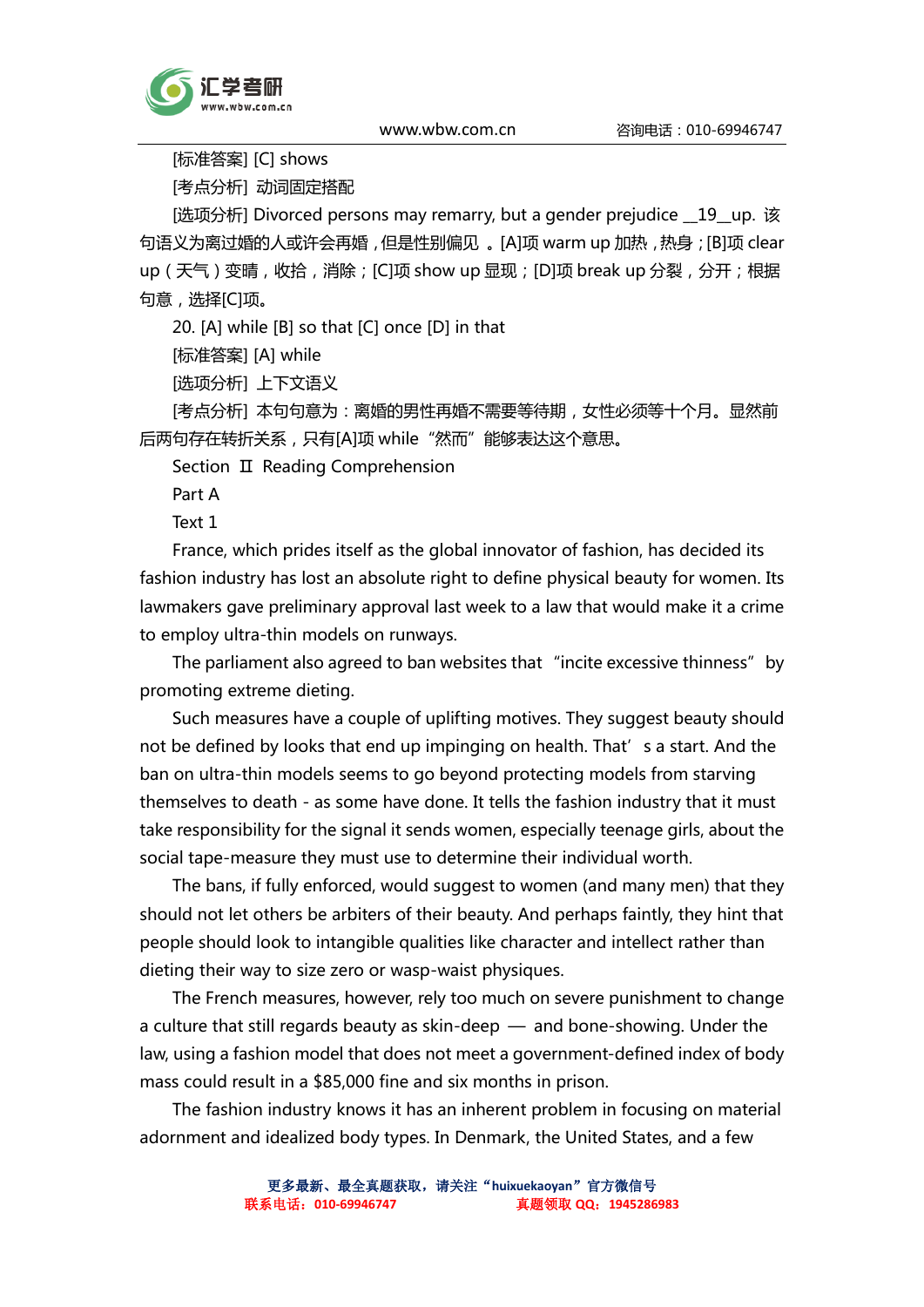[标准答案] [C] shows

[考点分析] 动词固定搭配

[选项分析] Divorced persons may remarry, but a gender prejudice __19__up. 该句语义为离过婚的人或许会再婚，但是性别偏见 。[A]项 warm up 加热，热身；[B]项 clear up（天气）变晴，收拾，消除；[C]项 show up 显现；[D]项 break up 分裂，分开；根据句意，选择[C]项。

20. [A] while [B] so that [C] once [D] in that

[标准答案] [A] while

[选项分析] 上下文语义

[考点分析] 本句句意为：离婚的男性再婚不需要等待期，女性必须等十个月。显然前后两句存在转折关系，只有[A]项 while "然而"能够表达这个意思。

Section Ⅱ Reading Comprehension

Part A

Text 1

France, which prides itself as the global innovator of fashion, has decided its fashion industry has lost an absolute right to define physical beauty for women. Its lawmakers gave preliminary approval last week to a law that would make it a crime to employ ultra-thin models on runways.

The parliament also agreed to ban websites that "incite excessive thinness" by promoting extreme dieting.

Such measures have a couple of uplifting motives. They suggest beauty should not be defined by looks that end up impinging on health. That's a start. And the ban on ultra-thin models seems to go beyond protecting models from starving themselves to death - as some have done. It tells the fashion industry that it must take responsibility for the signal it sends women, especially teenage girls, about the social tape-measure they must use to determine their individual worth.

The bans, if fully enforced, would suggest to women (and many men) that they should not let others be arbiters of their beauty. And perhaps faintly, they hint that people should look to intangible qualities like character and intellect rather than dieting their way to size zero or wasp-waist physiques.

The French measures, however, rely too much on severe punishment to change a culture that still regards beauty as skin-deep — and bone-showing. Under the law, using a fashion model that does not meet a government-defined index of body mass could result in a $85,000 fine and six months in prison.

The fashion industry knows it has an inherent problem in focusing on material adornment and idealized body types. In Denmark, the United States, and a few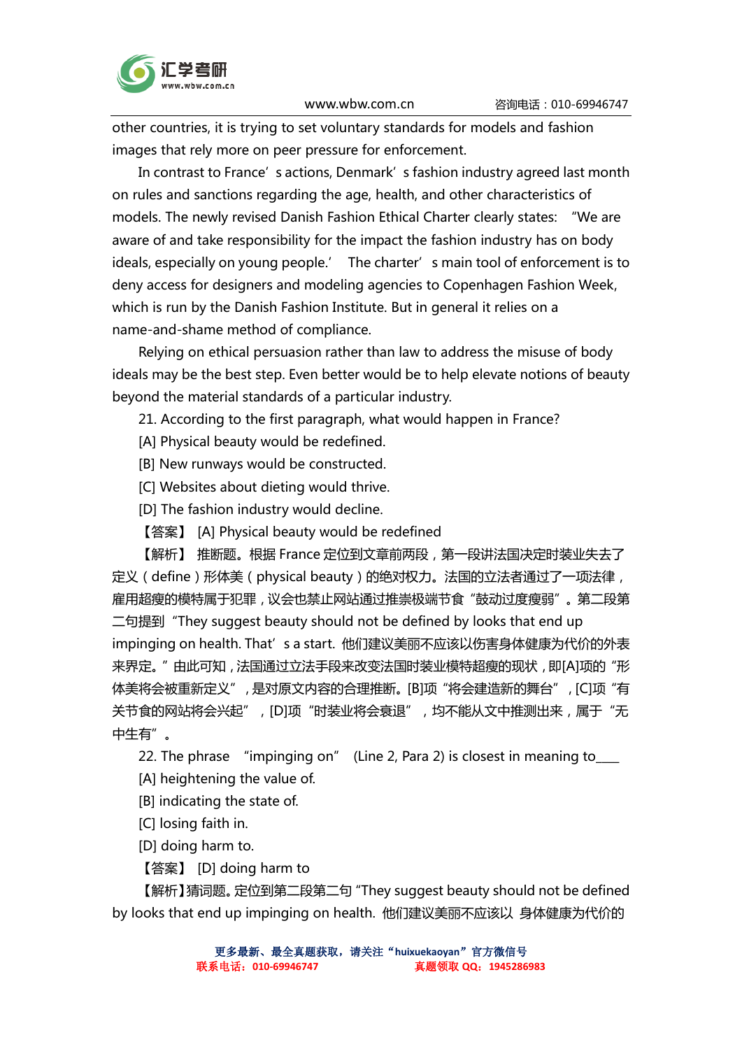other countries, it is trying to set voluntary standards for models and fashion images that rely more on peer pressure for enforcement.

In contrast to France’s actions, Denmark’s fashion industry agreed last month on rules and sanctions regarding the age, health, and other characteristics of models. The newly revised Danish Fashion Ethical Charter clearly states: “We are aware of and take responsibility for the impact the fashion industry has on body ideals, especially on young people.’ The charter’s main tool of enforcement is to deny access for designers and modeling agencies to Copenhagen Fashion Week, which is run by the Danish Fashion Institute. But in general it relies on a name-and-shame method of compliance.

Relying on ethical persuasion rather than law to address the misuse of body ideals may be the best step. Even better would be to help elevate notions of beauty beyond the material standards of a particular industry.

21. According to the first paragraph, what would happen in France?

[A] Physical beauty would be redefined.

[B] New runways would be constructed.

[C] Websites about dieting would thrive.

[D] The fashion industry would decline.

【答案】 [A] Physical beauty would be redefined

【解析】 推断题。根据 France 定位到文章前两段，第一段讲法国决定时装业失去了定义（define）形体美（physical beauty）的绝对权力。法国的立法者通过了一项法律，雇用超瘦的模特属于犯罪，议会也禁止网站通过推崇极端节食“鼓动过度瘦弱”。第二段第二句提到“They suggest beauty should not be defined by looks that end up impinging on health. That’s a start. 他们建议美丽不应该以伤害身体健康为代价的外表来界定。”由此可知，法国通过立法手段来改变法国时装业模特超瘦的现状，即[A]项的“形体美将会被重新定义”，是对原文内容的合理推断。[B]项“将会建造新的舞台”，[C]项“有关节食的网站将会兴起”，[D]项“时装业将会衰退”，均不能从文中推测出来，属于“无中生有”。

22. The phrase “impinging on” (Line 2, Para 2) is closest in meaning to\_\_\_\_

[A] heightening the value of.

[B] indicating the state of.

[C] losing faith in.

[D] doing harm to.

【答案】 [D] doing harm to

【解析】猜词题。定位到第二段第二句“They suggest beauty should not be defined by looks that end up impinging on health. 他们建议美丽不应该以 身体健康为代价的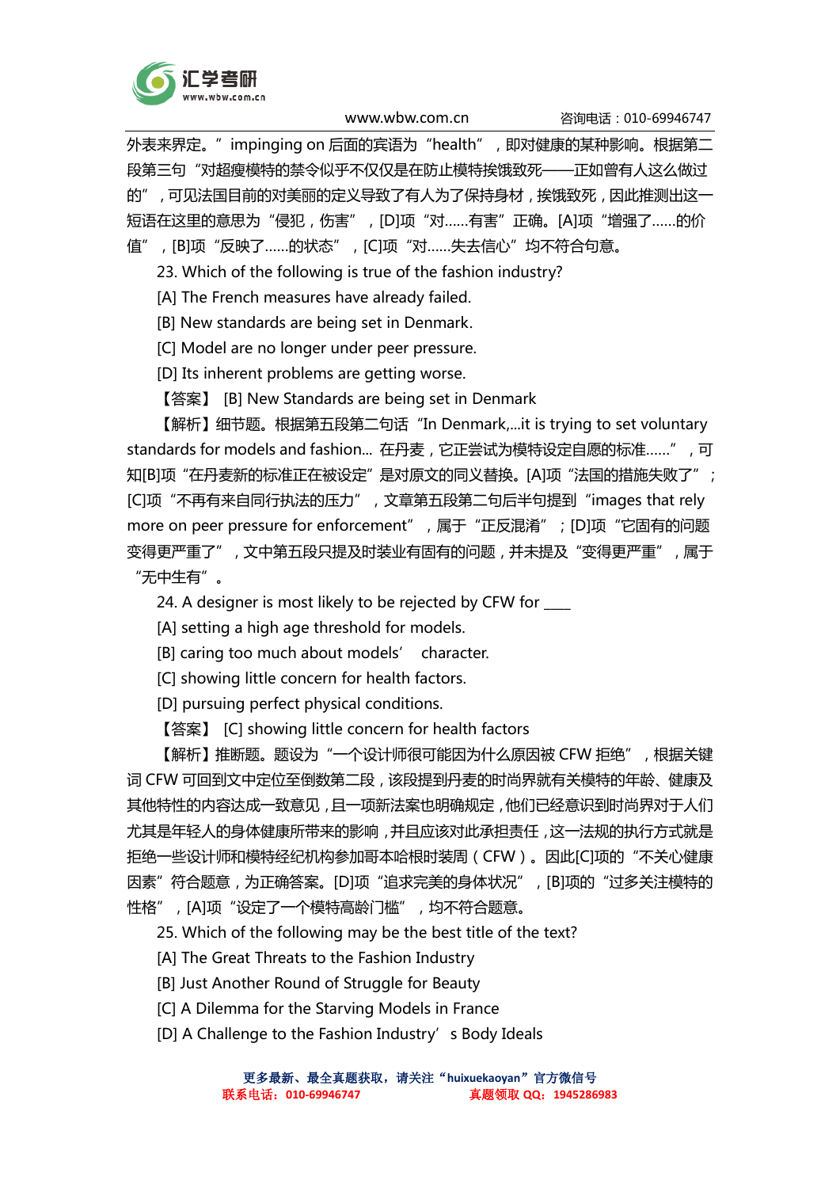外表来界定。" impinging on 后面的宾语为 "health" ，即对健康的某种影响。根据第二段第三句 "对超瘦模特的禁令似乎不仅仅是在防止模特挨饿致死——正如曾有人这么做过的" ，可见法国目前的对美丽的定义导致了有人为了保持身材，挨饿致死，因此推测出这一短语在这里的意思为 "侵犯，伤害" ，[D]项 "对……有害" 正确。[A]项 "增强了……的价值" ，[B]项 "反映了……的状态" ，[C]项 "对……失去信心" 均不符合句意。

23. Which of the following is true of the fashion industry?

[A] The French measures have already failed.

[B] New standards are being set in Denmark.

[C] Model are no longer under peer pressure.

[D] Its inherent problems are getting worse.

【答案】 [B] New Standards are being set in Denmark

【解析】细节题。根据第五段第二句话 "In Denmark,...it is trying to set voluntary standards for models and fashion... 在丹麦，它正尝试为模特设定自愿的标准……" ，可知[B]项 "在丹麦的新标准正在被设定" 是对原文的同义替换。[A]项 "法国的措施失败了" ；[C]项 "不再有来自同行执法的压力" ，文章第五段第二句后半句提到 "images that rely more on peer pressure for enforcement" ，属于 "正反混淆" ；[D]项 "它固有的问题变得更严重了" ，文中第五段只提及时装业有固有的问题，并未提及 "变得更严重" ，属于 "无中生有" 。

24. A designer is most likely to be rejected by CFW for ____

[A] setting a high age threshold for models.

[B] caring too much about models' character.

[C] showing little concern for health factors.

[D] pursuing perfect physical conditions.

【答案】 [C] showing little concern for health factors

【解析】推断题。题设为 "一个设计师很可能因为什么原因被 CFW 拒绝" ，根据关键词 CFW 可回到文中定位至倒数第二段，该段提到丹麦的时尚界就有关模特的年龄、健康及其他特性的内容达成一致意见，且一项新法案也明确规定，他们已经意识到时尚界对于人们尤其是年轻人的身体健康所带来的影响，并且应该对此承担责任，这一法规的执行方式就是拒绝一些设计师和模特经纪机构参加哥本哈根时装周（CFW）。因此[C]项的 "不关心健康因素" 符合题意，为正确答案。[D]项 "追求完美的身体状况" ，[B]项的 "过多关注模特的性格" ，[A]项 "设定了一个模特高龄门槛" ，均不符合题意。

25. Which of the following may be the best title of the text?

[A] The Great Threats to the Fashion Industry

[B] Just Another Round of Struggle for Beauty

[C] A Dilemma for the Starving Models in France

[D] A Challenge to the Fashion Industry' s Body Ideals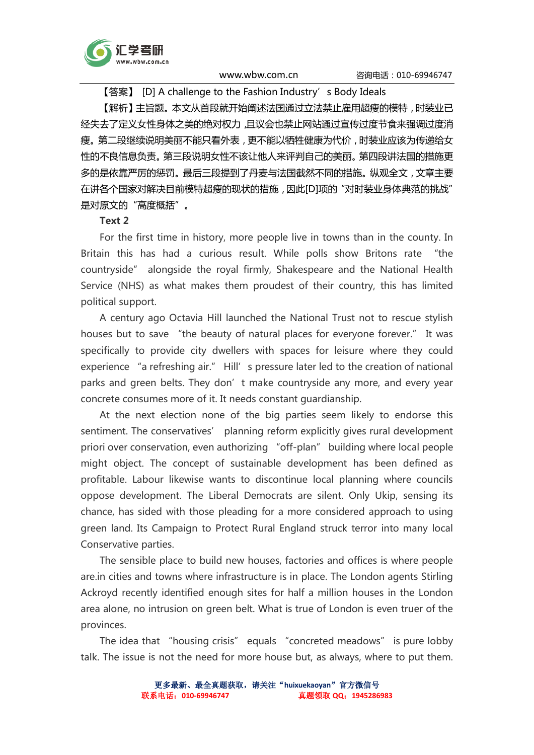【答案】 [D] A challenge to the Fashion Industry’s Body Ideals

【解析】主旨题。本文从首段就开始阐述法国通过立法禁止雇用超瘦的模特，时装业已经失去了定义女性身体之美的绝对权力，且议会也禁止网站通过宣传过度节食来强调过度消瘦。第二段继续说明美丽不能只看外表，更不能以牺牲健康为代价，时装业应该为传递给女性的不良信息负责。第三段说明女性不该让他人来评判自己的美丽。第四段讲法国的措施更多的是依靠严厉的惩罚。最后三段提到了丹麦与法国截然不同的措施。纵观全文，文章主要在讲各个国家对解决目前模特超瘦的现状的措施，因此[D]项的“对时装业身体典范的挑战”是对原文的“高度概括”。

**Text 2**

For the first time in history, more people live in towns than in the county. In Britain this has had a curious result. While polls show Britons rate “the countryside” alongside the royal firmly, Shakespeare and the National Health Service (NHS) as what makes them proudest of their country, this has limited political support.

A century ago Octavia Hill launched the National Trust not to rescue stylish houses but to save “the beauty of natural places for everyone forever.” It was specifically to provide city dwellers with spaces for leisure where they could experience “a refreshing air.” Hill’s pressure later led to the creation of national parks and green belts. They don’t make countryside any more, and every year concrete consumes more of it. It needs constant guardianship.

At the next election none of the big parties seem likely to endorse this sentiment. The conservatives’ planning reform explicitly gives rural development priori over conservation, even authorizing “off-plan” building where local people might object. The concept of sustainable development has been defined as profitable. Labour likewise wants to discontinue local planning where councils oppose development. The Liberal Democrats are silent. Only Ukip, sensing its chance, has sided with those pleading for a more considered approach to using green land. Its Campaign to Protect Rural England struck terror into many local Conservative parties.

The sensible place to build new houses, factories and offices is where people are.in cities and towns where infrastructure is in place. The London agents Stirling Ackroyd recently identified enough sites for half a million houses in the London area alone, no intrusion on green belt. What is true of London is even truer of the provinces.

The idea that “housing crisis” equals “concreted meadows” is pure lobby talk. The issue is not the need for more house but, as always, where to put them.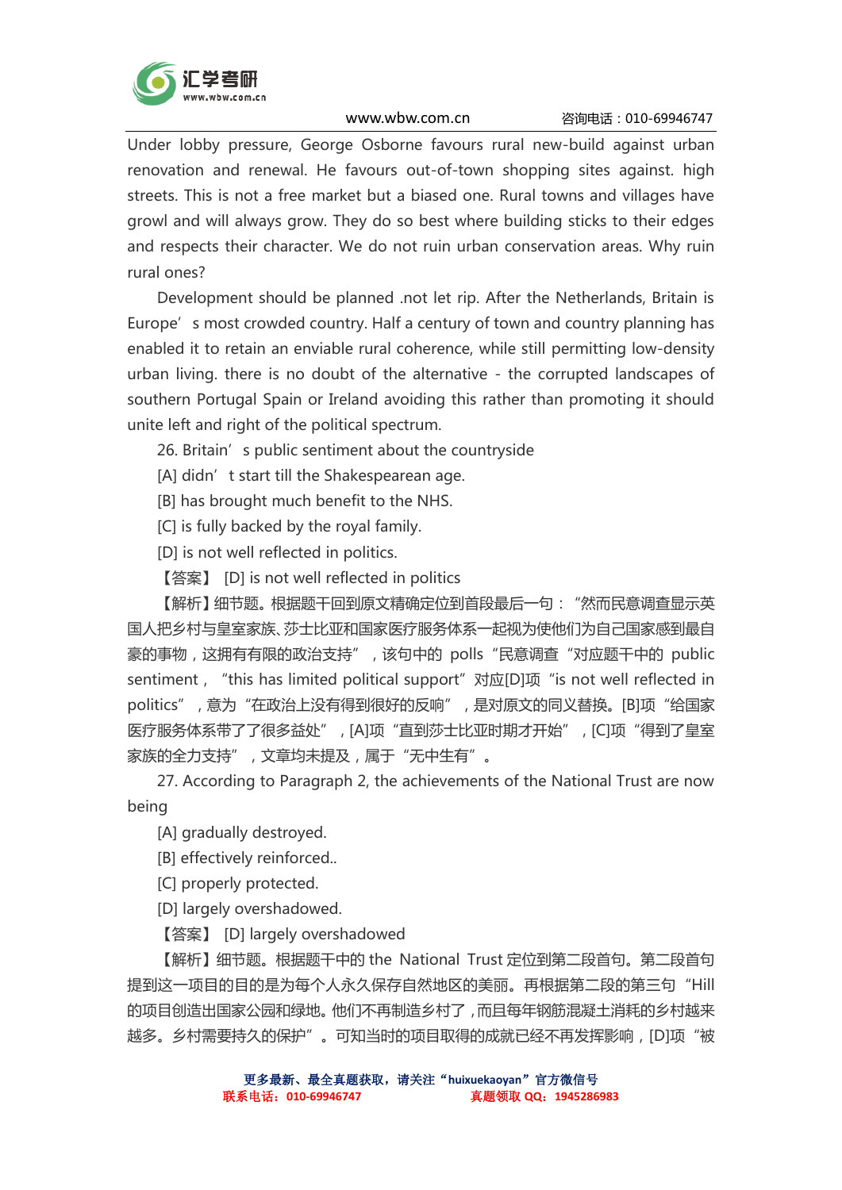Under lobby pressure, George Osborne favours rural new-build against urban renovation and renewal. He favours out-of-town shopping sites against. high streets. This is not a free market but a biased one. Rural towns and villages have growl and will always grow. They do so best where building sticks to their edges and respects their character. We do not ruin urban conservation areas. Why ruin rural ones?

Development should be planned .not let rip. After the Netherlands, Britain is Europe's most crowded country. Half a century of town and country planning has enabled it to retain an enviable rural coherence, while still permitting low-density urban living. there is no doubt of the alternative - the corrupted landscapes of southern Portugal Spain or Ireland avoiding this rather than promoting it should unite left and right of the political spectrum.

26. Britain's public sentiment about the countryside

[A] didn't start till the Shakespearean age.

[B] has brought much benefit to the NHS.

[C] is fully backed by the royal family.

[D] is not well reflected in politics.

【答案】 [D] is not well reflected in politics

【解析】细节题。根据题干回到原文精确定位到首段最后一句："然而民意调查显示英国人把乡村与皇室家族、莎士比亚和国家医疗服务体系一起视为使他们为自己国家感到最自豪的事物，这拥有有限的政治支持"，该句中的 polls "民意调查"对应题干中的 public sentiment，"this has limited political support" 对应[D]项 "is not well reflected in politics"，意为"在政治上没有得到很好的反响"，是对原文的同义替换。[B]项"给国家医疗服务体系带了了很多益处"，[A]项"直到莎士比亚时期才开始"，[C]项"得到了皇室家族的全力支持"，文章均未提及，属于"无中生有"。

27. According to Paragraph 2, the achievements of the National Trust are now being

[A] gradually destroyed.

[B] effectively reinforced..

[C] properly protected.

[D] largely overshadowed.

【答案】 [D] largely overshadowed

【解析】细节题。根据题干中的 the National Trust 定位到第二段首句。第二段首句提到这一项目的目的是为每个人永久保存自然地区的美丽。再根据第二段的第三句"Hill 的项目创造出国家公园和绿地。他们不再制造乡村了，而且每年钢筋混凝土消耗的乡村越来越多。乡村需要持久的保护"。可知当时的项目取得的成就已经不再发挥影响，[D]项"被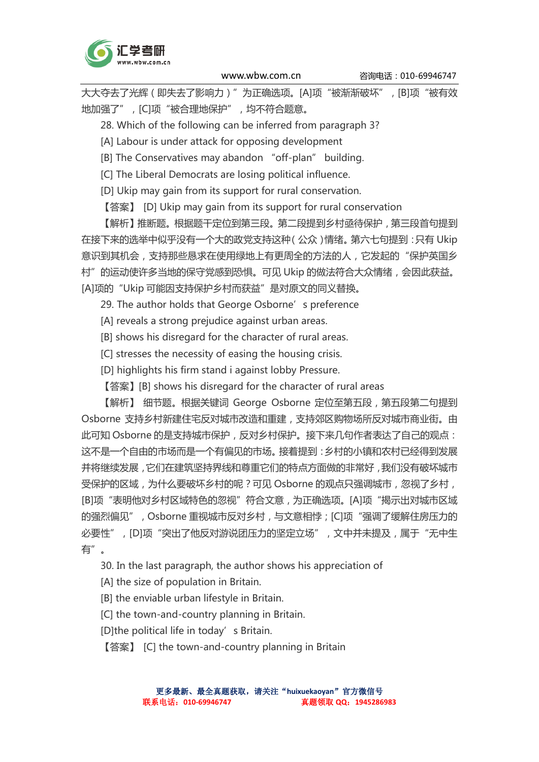大大夺去了光辉（即失去了影响力）”为正确选项。[A]项“被渐渐破坏”，[B]项“被有效地加强了”，[C]项“被合理地保护”，均不符合题意。

28. Which of the following can be inferred from paragraph 3?

[A] Labour is under attack for opposing development

[B] The Conservatives may abandon “off-plan” building.

[C] The Liberal Democrats are losing political influence.

[D] Ukip may gain from its support for rural conservation.

【答案】 [D] Ukip may gain from its support for rural conservation

【解析】推断题。根据题干定位到第三段。第二段提到乡村亟待保护，第三段首句提到在接下来的选举中似乎没有一个大的政党支持这种（公众）情绪。第六七句提到：只有 Ukip 意识到其机会，支持那些恳求在使用绿地上有更周全的方法的人，它发起的“保护英国乡村”的运动使许多当地的保守党感到恐惧。可见 Ukip 的做法符合大众情绪，会因此获益。[A]项的“Ukip 可能因支持保护乡村而获益”是对原文的同义替换。

29. The author holds that George Osborne’s preference

[A] reveals a strong prejudice against urban areas.

[B] shows his disregard for the character of rural areas.

[C] stresses the necessity of easing the housing crisis.

[D] highlights his firm stand i against lobby Pressure.

【答案】[B] shows his disregard for the character of rural areas

【解析】 细节题。根据关键词 George Osborne 定位至第五段，第五段第二句提到 Osborne 支持乡村新建住宅反对城市改造和重建，支持郊区购物场所反对城市商业街。由此可知 Osborne 的是支持城市保护，反对乡村保护。接下来几句作者表达了自己的观点：这不是一个自由的市场而是一个有偏见的市场。接着提到：乡村的小镇和农村已经得到发展并将继续发展，它们在建筑坚持界线和尊重它们的特点方面做的非常好，我们没有破坏城市受保护的区域，为什么要破坏乡村的呢？可见 Osborne 的观点只强调城市，忽视了乡村，[B]项“表明他对乡村区域特色的忽视”符合文意，为正确选项。[A]项“揭示出对城市区域的强烈偏见”，Osborne 重视城市反对乡村，与文意相悖；[C]项“强调了缓解住房压力的必要性”，[D]项“突出了他反对游说团压力的坚定立场”，文中并未提及，属于“无中生有”。

30. In the last paragraph, the author shows his appreciation of

[A] the size of population in Britain.

[B] the enviable urban lifestyle in Britain.

[C] the town-and-country planning in Britain.

[D]the political life in today’s Britain.

【答案】 [C] the town-and-country planning in Britain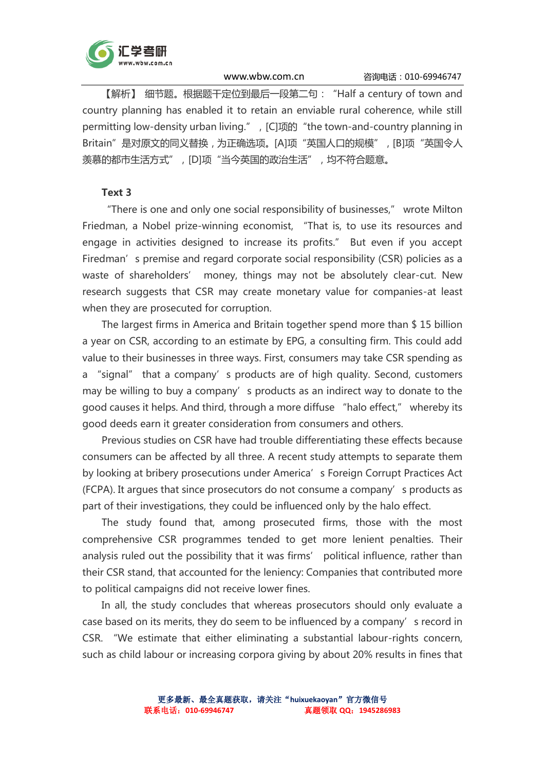【解析】 细节题。根据题干定位到最后一段第二句："Half a century of town and country planning has enabled it to retain an enviable rural coherence, while still permitting low-density urban living."，[C]项的"the town-and-country planning in Britain"是对原文的同义替换，为正确选项。[A]项"英国人口的规模"，[B]项"英国令人羡慕的都市生活方式"，[D]项"当今英国的政治生活"，均不符合题意。

**Text 3**

"There is one and only one social responsibility of businesses," wrote Milton Friedman, a Nobel prize-winning economist, "That is, to use its resources and engage in activities designed to increase its profits." But even if you accept Firedman's premise and regard corporate social responsibility (CSR) policies as a waste of shareholders' money, things may not be absolutely clear-cut. New research suggests that CSR may create monetary value for companies-at least when they are prosecuted for corruption.

The largest firms in America and Britain together spend more than $ 15 billion a year on CSR, according to an estimate by EPG, a consulting firm. This could add value to their businesses in three ways. First, consumers may take CSR spending as a "signal" that a company's products are of high quality. Second, customers may be willing to buy a company's products as an indirect way to donate to the good causes it helps. And third, through a more diffuse "halo effect," whereby its good deeds earn it greater consideration from consumers and others.

Previous studies on CSR have had trouble differentiating these effects because consumers can be affected by all three. A recent study attempts to separate them by looking at bribery prosecutions under America's Foreign Corrupt Practices Act (FCPA). It argues that since prosecutors do not consume a company's products as part of their investigations, they could be influenced only by the halo effect.

The study found that, among prosecuted firms, those with the most comprehensive CSR programmes tended to get more lenient penalties. Their analysis ruled out the possibility that it was firms' political influence, rather than their CSR stand, that accounted for the leniency: Companies that contributed more to political campaigns did not receive lower fines.

In all, the study concludes that whereas prosecutors should only evaluate a case based on its merits, they do seem to be influenced by a company's record in CSR. "We estimate that either eliminating a substantial labour-rights concern, such as child labour or increasing corpora giving by about 20% results in fines that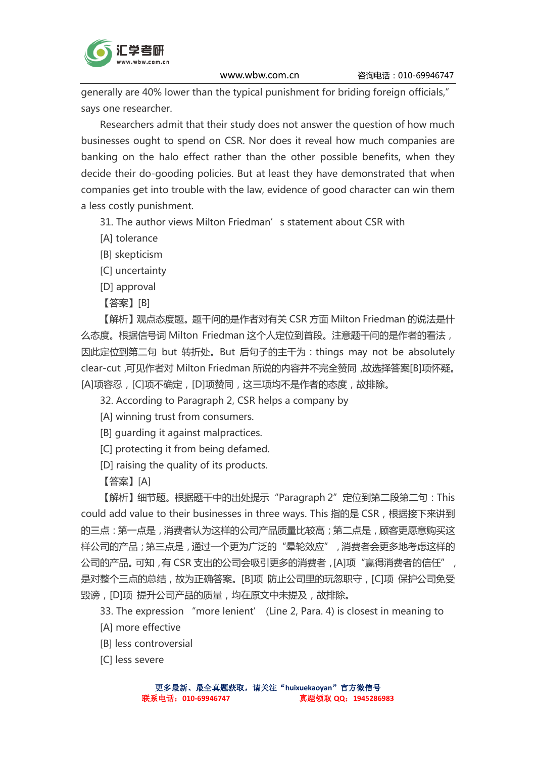generally are 40% lower than the typical punishment for briding foreign officials," says one researcher.

Researchers admit that their study does not answer the question of how much businesses ought to spend on CSR. Nor does it reveal how much companies are banking on the halo effect rather than the other possible benefits, when they decide their do-gooding policies. But at least they have demonstrated that when companies get into trouble with the law, evidence of good character can win them a less costly punishment.

31. The author views Milton Friedman' s statement about CSR with

[A] tolerance

[B] skepticism

[C] uncertainty

[D] approval

【答案】[B]

【解析】观点态度题。题干问的是作者对有关 CSR 方面 Milton Friedman 的说法是什么态度。根据信号词 Milton Friedman 这个人定位到首段。注意题干问的是作者的看法，因此定位到第二句 but 转折处。But 后句子的主干为：things may not be absolutely clear-cut，可见作者对 Milton Friedman 所说的内容并不完全赞同，故选择答案[B]项怀疑。[A]项容忍，[C]项不确定，[D]项赞同，这三项均不是作者的态度，故排除。

32. According to Paragraph 2, CSR helps a company by

[A] winning trust from consumers.

[B] guarding it against malpractices.

[C] protecting it from being defamed.

[D] raising the quality of its products.

【答案】[A]

【解析】细节题。根据题干中的出处提示"Paragraph 2"定位到第二段第二句：This could add value to their businesses in three ways. This 指的是 CSR，根据接下来讲到的三点：第一点是，消费者认为这样的公司产品质量比较高；第二点是，顾客更愿意购买这样公司的产品；第三点是，通过一个更为广泛的"晕轮效应"，消费者会更多地考虑这样的公司的产品。可知，有 CSR 支出的公司会吸引更多的消费者，[A]项"赢得消费者的信任"，是对整个三点的总结，故为正确答案。[B]项 防止公司里的玩忽职守，[C]项 保护公司免受毁谤，[D]项 提升公司产品的质量，均在原文中未提及，故排除。

33. The expression "more lenient' (Line 2, Para. 4) is closest in meaning to

[A] more effective

[B] less controversial

[C] less severe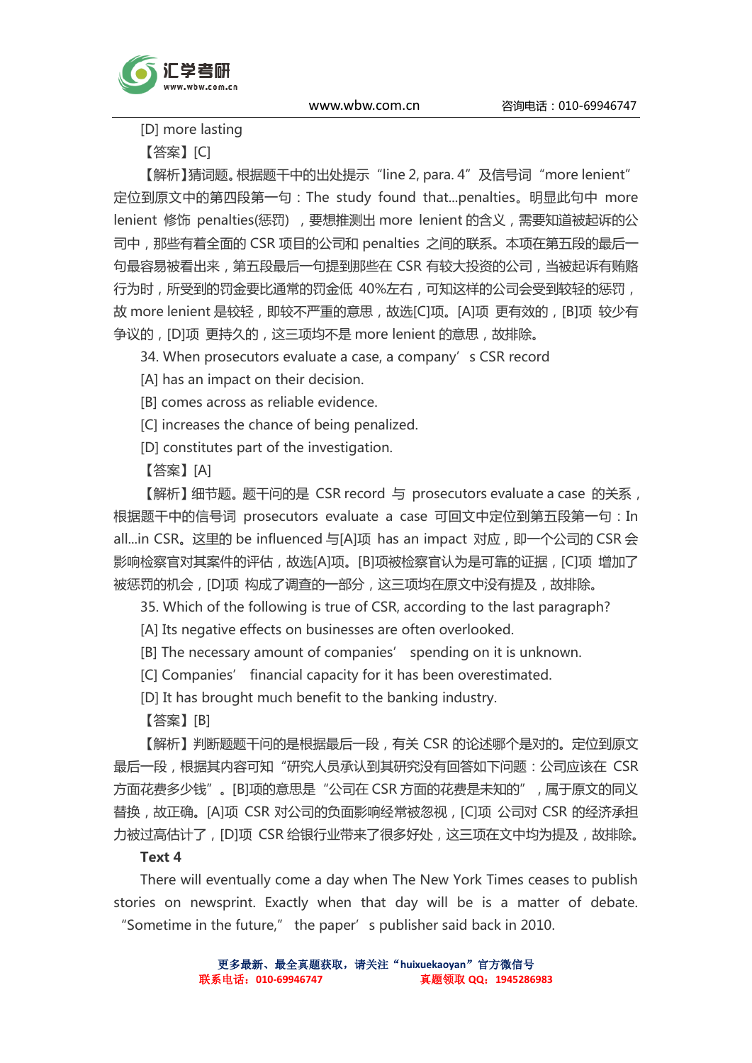[D] more lasting

【答案】[C]

【解析】猜词题。根据题干中的出处提示“line 2, para. 4”及信号词“more lenient”定位到原文中的第四段第一句：The study found that...penalties。明显此句中 more lenient 修饰 penalties(惩罚)，要想推测出 more lenient 的含义，需要知道被起诉的公司中，那些有着全面的 CSR 项目的公司和 penalties 之间的联系。本项在第五段的最后一句最容易被看出来，第五段最后一句提到那些在 CSR 有较大投资的公司，当被起诉有贿赂行为时，所受到的罚金要比通常的罚金低 40%左右，可知这样的公司会受到较轻的惩罚，故 more lenient 是较轻，即较不严重的意思，故选[C]项。[A]项 更有效的，[B]项 较少有争议的，[D]项 更持久的，这三项均不是 more lenient 的意思，故排除。

34. When prosecutors evaluate a case, a company’s CSR record

[A] has an impact on their decision.

[B] comes across as reliable evidence.

[C] increases the chance of being penalized.

[D] constitutes part of the investigation.

【答案】[A]

【解析】细节题。题干问的是 CSR record 与 prosecutors evaluate a case 的关系，根据题干中的信号词 prosecutors evaluate a case 可回文中定位到第五段第一句：In all...in CSR。这里的 be influenced 与[A]项 has an impact 对应，即一个公司的 CSR 会影响检察官对其案件的评估，故选[A]项。[B]项被检察官认为是可靠的证据，[C]项 增加了被惩罚的机会，[D]项 构成了调查的一部分，这三项均在原文中没有提及，故排除。

35. Which of the following is true of CSR, according to the last paragraph?

[A] Its negative effects on businesses are often overlooked.

[B] The necessary amount of companies’ spending on it is unknown.

[C] Companies’ financial capacity for it has been overestimated.

[D] It has brought much benefit to the banking industry.

【答案】[B]

【解析】判断题题干问的是根据最后一段，有关 CSR 的论述哪个是对的。定位到原文最后一段，根据其内容可知“研究人员承认到其研究没有回答如下问题：公司应该在 CSR 方面花费多少钱”。[B]项的意思是“公司在 CSR 方面的花费是未知的”，属于原文的同义替换，故正确。[A]项 CSR 对公司的负面影响经常被忽视，[C]项 公司对 CSR 的经济承担力被过高估计了，[D]项 CSR 给银行业带来了很多好处，这三项在文中均为提及，故排除。

**Text 4**

There will eventually come a day when The New York Times ceases to publish stories on newsprint. Exactly when that day will be is a matter of debate. “Sometime in the future,” the paper’s publisher said back in 2010.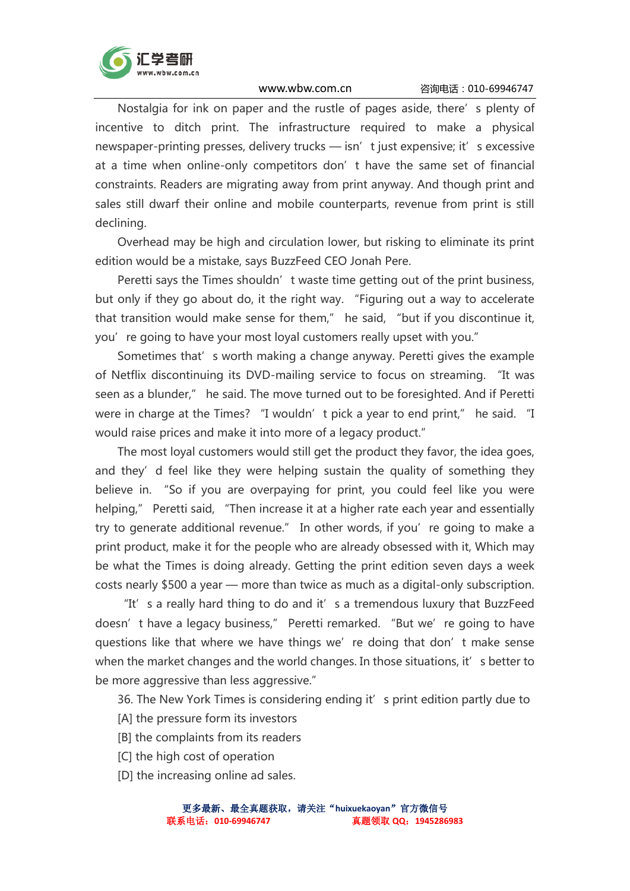Nostalgia for ink on paper and the rustle of pages aside, there' s plenty of incentive to ditch print. The infrastructure required to make a physical newspaper-printing presses, delivery trucks — isn' t just expensive; it' s excessive at a time when online-only competitors don' t have the same set of financial constraints. Readers are migrating away from print anyway. And though print and sales still dwarf their online and mobile counterparts, revenue from print is still declining.

Overhead may be high and circulation lower, but risking to eliminate its print edition would be a mistake, says BuzzFeed CEO Jonah Pere.

Peretti says the Times shouldn' t waste time getting out of the print business, but only if they go about do, it the right way. "Figuring out a way to accelerate that transition would make sense for them," he said, "but if you discontinue it, you' re going to have your most loyal customers really upset with you."

Sometimes that' s worth making a change anyway. Peretti gives the example of Netflix discontinuing its DVD-mailing service to focus on streaming. "It was seen as a blunder," he said. The move turned out to be foresighted. And if Peretti were in charge at the Times? "I wouldn' t pick a year to end print," he said. "I would raise prices and make it into more of a legacy product."

The most loyal customers would still get the product they favor, the idea goes, and they' d feel like they were helping sustain the quality of something they believe in. "So if you are overpaying for print, you could feel like you were helping," Peretti said, "Then increase it at a higher rate each year and essentially try to generate additional revenue." In other words, if you' re going to make a print product, make it for the people who are already obsessed with it, Which may be what the Times is doing already. Getting the print edition seven days a week costs nearly $500 a year — more than twice as much as a digital-only subscription.

"It' s a really hard thing to do and it' s a tremendous luxury that BuzzFeed doesn' t have a legacy business," Peretti remarked. "But we' re going to have questions like that where we have things we' re doing that don' t make sense when the market changes and the world changes. In those situations, it' s better to be more aggressive than less aggressive."

36. The New York Times is considering ending it' s print edition partly due to

[A] the pressure form its investors

[B] the complaints from its readers

[C] the high cost of operation

[D] the increasing online ad sales.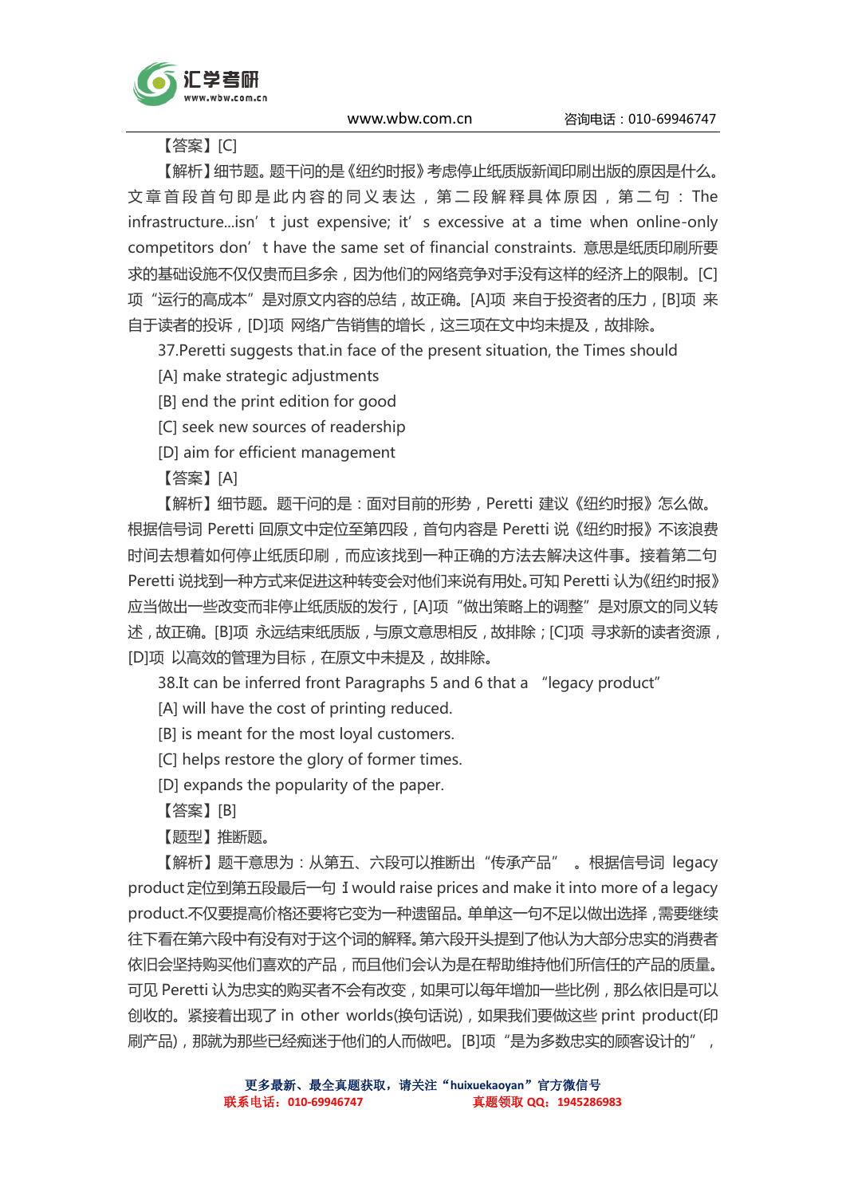【答案】[C]

【解析】细节题。题干问的是《纽约时报》考虑停止纸质版新闻印刷出版的原因是什么。文章首段首句即是此内容的同义表达，第二段解释具体原因，第二句：The infrastructure...isn’t just expensive; it’s excessive at a time when online-only competitors don’t have the same set of financial constraints. 意思是纸质印刷所要求的基础设施不仅仅贵而且多余，因为他们的网络竞争对手没有这样的经济上的限制。[C]项“运行的高成本”是对原文内容的总结，故正确。[A]项 来自于投资者的压力，[B]项 来自于读者的投诉，[D]项 网络广告销售的增长，这三项在文中均未提及，故排除。

37.Peretti suggests that.in face of the present situation, the Times should

[A] make strategic adjustments

[B] end the print edition for good

[C] seek new sources of readership

[D] aim for efficient management

【答案】[A]

【解析】细节题。题干问的是：面对目前的形势，Peretti 建议《纽约时报》怎么做。根据信号词 Peretti 回原文中定位至第四段，首句内容是 Peretti 说《纽约时报》不该浪费时间去想着如何停止纸质印刷，而应该找到一种正确的方法去解决这件事。接着第二句 Peretti 说找到一种方式来促进这种转变会对他们来说有用处。可知 Peretti 认为《纽约时报》应当做出一些改变而非停止纸质版的发行，[A]项“做出策略上的调整”是对原文的同义转述，故正确。[B]项 永远结束纸质版，与原文意思相反，故排除；[C]项 寻求新的读者资源，[D]项 以高效的管理为目标，在原文中未提及，故排除。

38.It can be inferred front Paragraphs 5 and 6 that a “legacy product”

[A] will have the cost of printing reduced.

[B] is meant for the most loyal customers.

[C] helps restore the glory of former times.

[D] expands the popularity of the paper.

【答案】[B]

【题型】推断题。

【解析】题干意思为：从第五、六段可以推断出“传承产品”。根据信号词 legacy product 定位到第五段最后一句 I would raise prices and make it into more of a legacy product.不仅要提高价格还要将它变为一种遗留品。单单这一句不足以做出选择，需要继续往下看在第六段中有没有对于这个词的解释。第六段开头提到了他认为大部分忠实的消费者依旧会坚持购买他们喜欢的产品，而且他们会认为是在帮助维持他们所信任的产品的质量。可见 Peretti 认为忠实的购买者不会有改变，如果可以每年增加一些比例，那么依旧是可以创收的。紧接着出现了 in other worlds(换句话说)，如果我们要做这些 print product(印刷产品)，那就为那些已经痴迷于他们的人而做吧。[B]项“是为多数忠实的顾客设计的”，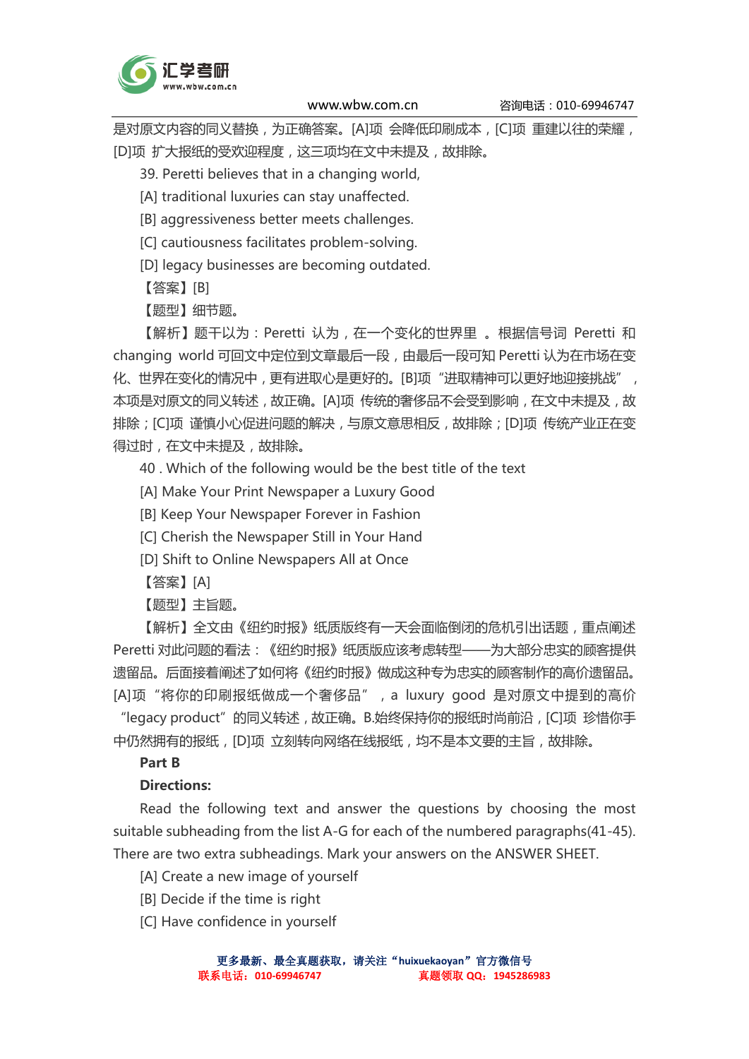是对原文内容的同义替换，为正确答案。[A]项 会降低印刷成本，[C]项 重建以往的荣耀，[D]项 扩大报纸的受欢迎程度，这三项均在文中未提及，故排除。

39. Peretti believes that in a changing world,

[A] traditional luxuries can stay unaffected.

[B] aggressiveness better meets challenges.

[C] cautiousness facilitates problem-solving.

[D] legacy businesses are becoming outdated.

【答案】[B]

【题型】细节题。

【解析】题干以为：Peretti 认为，在一个变化的世界里 。根据信号词 Peretti 和 changing world 可回文中定位到文章最后一段，由最后一段可知 Peretti 认为在市场在变化、世界在变化的情况中，更有进取心是更好的。[B]项 “进取精神可以更好地迎接挑战” ，本项是对原文的同义转述，故正确。[A]项 传统的奢侈品不会受到影响，在文中未提及，故排除；[C]项 谨慎小心促进问题的解决，与原文意思相反，故排除；[D]项 传统产业正在变得过时，在文中未提及，故排除。

40 . Which of the following would be the best title of the text

[A] Make Your Print Newspaper a Luxury Good

[B] Keep Your Newspaper Forever in Fashion

[C] Cherish the Newspaper Still in Your Hand

[D] Shift to Online Newspapers All at Once

【答案】[A]

【题型】主旨题。

【解析】全文由《纽约时报》纸质版终有一天会面临倒闭的危机引出话题，重点阐述 Peretti 对此问题的看法：《纽约时报》纸质版应该考虑转型——为大部分忠实的顾客提供遗留品。后面接着阐述了如何将《纽约时报》做成这种专为忠实的顾客制作的高价遗留品。[A]项 “将你的印刷报纸做成一个奢侈品” ，a luxury good 是对原文中提到的高价 “legacy product” 的同义转述，故正确。B.始终保持你的报纸时尚前沿，[C]项 珍惜你手中仍然拥有的报纸，[D]项 立刻转向网络在线报纸，均不是本文要的主旨，故排除。

**Part B**

**Directions:**

Read the following text and answer the questions by choosing the most suitable subheading from the list A-G for each of the numbered paragraphs(41-45). There are two extra subheadings. Mark your answers on the ANSWER SHEET.

[A] Create a new image of yourself

[B] Decide if the time is right

[C] Have confidence in yourself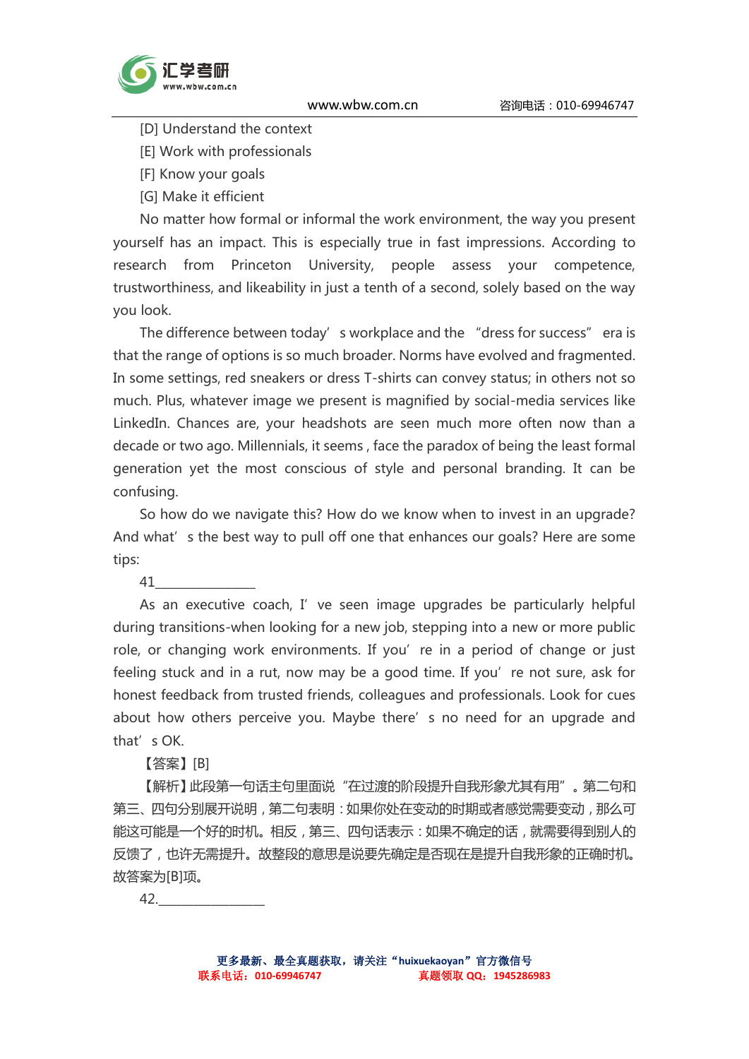[D] Understand the context

[E] Work with professionals

[F] Know your goals

[G] Make it efficient

No matter how formal or informal the work environment, the way you present yourself has an impact. This is especially true in fast impressions. According to research from Princeton University, people assess your competence, trustworthiness, and likeability in just a tenth of a second, solely based on the way you look.

The difference between today' s workplace and the "dress for success" era is that the range of options is so much broader. Norms have evolved and fragmented. In some settings, red sneakers or dress T-shirts can convey status; in others not so much. Plus, whatever image we present is magnified by social-media services like LinkedIn. Chances are, your headshots are seen much more often now than a decade or two ago. Millennials, it seems , face the paradox of being the least formal generation yet the most conscious of style and personal branding. It can be confusing.

So how do we navigate this? How do we know when to invest in an upgrade? And what' s the best way to pull off one that enhances our goals? Here are some tips:

41_______________

As an executive coach, I' ve seen image upgrades be particularly helpful during transitions-when looking for a new job, stepping into a new or more public role, or changing work environments. If you' re in a period of change or just feeling stuck and in a rut, now may be a good time. If you' re not sure, ask for honest feedback from trusted friends, colleagues and professionals. Look for cues about how others perceive you. Maybe there' s no need for an upgrade and that' s OK.

【答案】[B]

【解析】此段第一句话主句里面说"在过渡的阶段提升自我形象尤其有用"。第二句和第三、四句分别展开说明，第二句表明：如果你处在变动的时期或者感觉需要变动，那么可能这可能是一个好的时机。相反，第三、四句话表示：如果不确定的话，就需要得到别人的反馈了，也许无需提升。故整段的意思是说要先确定是否现在是提升自我形象的正确时机。故答案为[B]项。

42.________________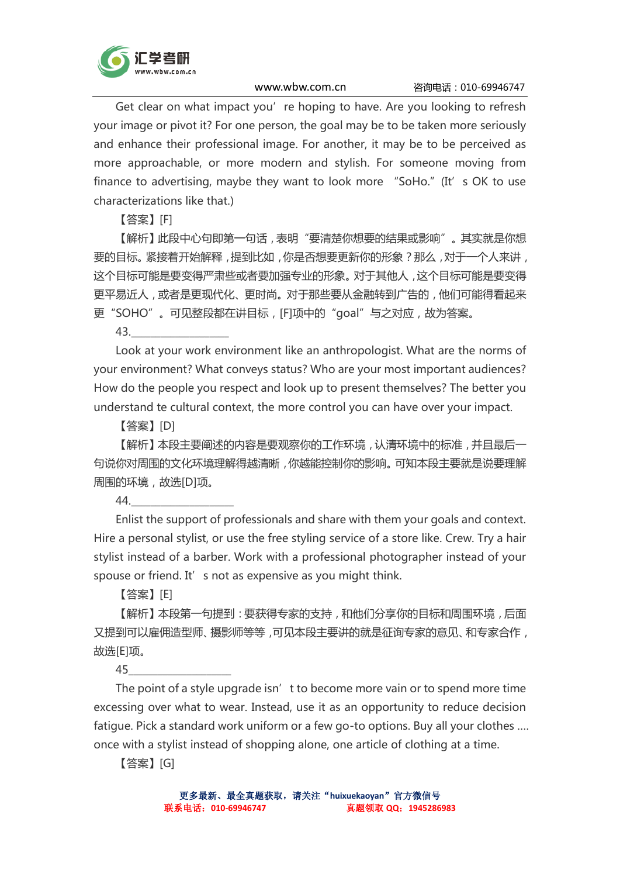Get clear on what impact you're hoping to have. Are you looking to refresh your image or pivot it? For one person, the goal may be to be taken more seriously and enhance their professional image. For another, it may be to be perceived as more approachable, or more modern and stylish. For someone moving from finance to advertising, maybe they want to look more "SoHo." (It's OK to use characterizations like that.)

【答案】[F]

【解析】此段中心句即第一句话，表明"要清楚你想要的结果或影响"。其实就是你想要的目标。紧接着开始解释，提到比如，你是否想要更新你的形象？那么，对于一个人来讲，这个目标可能是要变得严肃些或者要加强专业的形象。对于其他人，这个目标可能是要变得更平易近人，或者是更现代化、更时尚。对于那些要从金融转到广告的，他们可能得看起来更"SOHO"。可见整段都在讲目标，[F]项中的"goal"与之对应，故为答案。

43.__________________

Look at your work environment like an anthropologist. What are the norms of your environment? What conveys status? Who are your most important audiences? How do the people you respect and look up to present themselves? The better you understand te cultural context, the more control you can have over your impact.

【答案】[D]

【解析】本段主要阐述的内容是要观察你的工作环境，认清环境中的标准，并且最后一句说你对周围的文化环境理解得越清晰，你越能控制你的影响。可知本段主要就是说要理解周围的环境，故选[D]项。

44.__________________

Enlist the support of professionals and share with them your goals and context. Hire a personal stylist, or use the free styling service of a store like. Crew. Try a hair stylist instead of a barber. Work with a professional photographer instead of your spouse or friend. It's not as expensive as you might think.

【答案】[E]

【解析】本段第一句提到：要获得专家的支持，和他们分享你的目标和周围环境，后面又提到可以雇佣造型师、摄影师等等，可见本段主要讲的就是征询专家的意见、和专家合作，故选[E]项。

45__________________

The point of a style upgrade isn't to become more vain or to spend more time excessing over what to wear. Instead, use it as an opportunity to reduce decision fatigue. Pick a standard work uniform or a few go-to options. Buy all your clothes .... once with a stylist instead of shopping alone, one article of clothing at a time.

【答案】[G]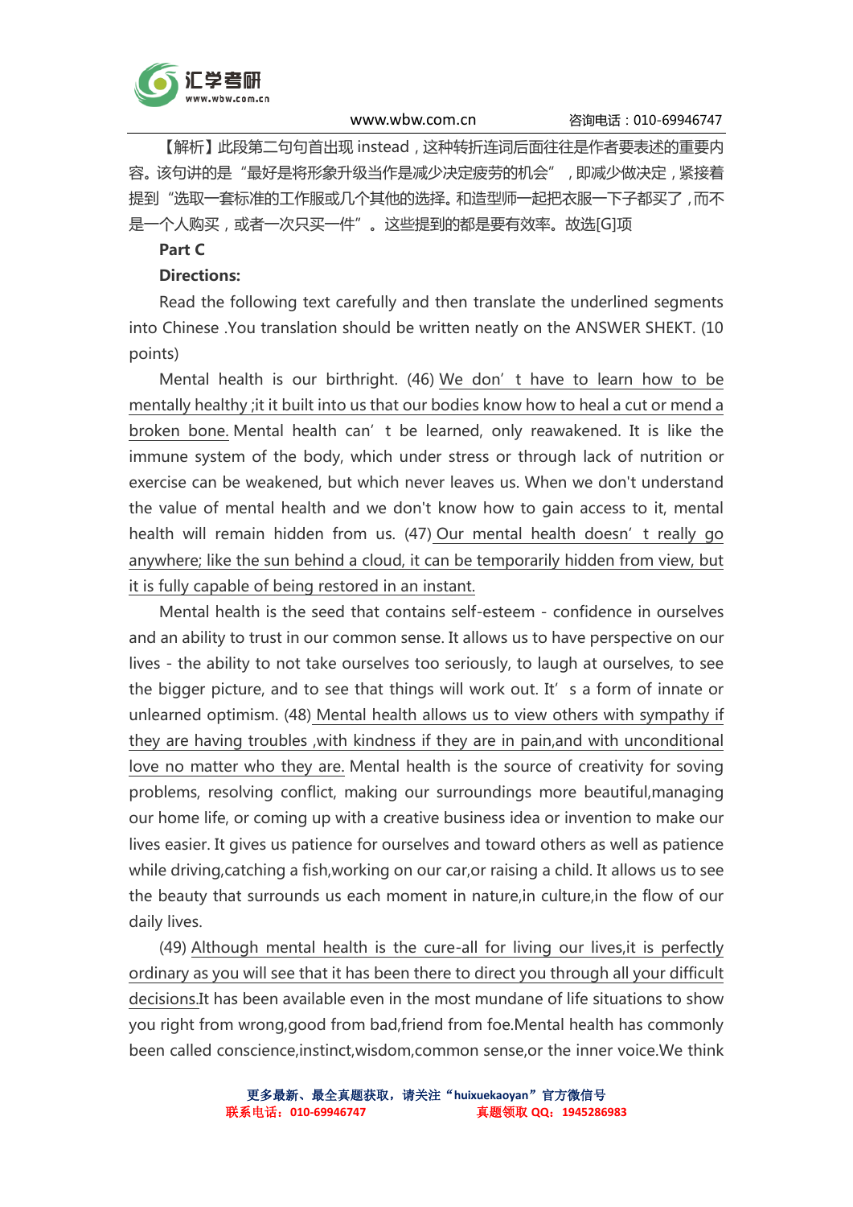【解析】此段第二句句首出现 instead，这种转折连词后面往往是作者要表述的重要内容。该句讲的是“最好是将形象升级当作是减少决定疲劳的机会”，即减少做决定，紧接着提到“选取一套标准的工作服或几个其他的选择。和造型师一起把衣服一下子都买了，而不是一个人购买，或者一次只买一件”。这些提到的都是要有效率。故选[G]项

**Part C**

**Directions:**

Read the following text carefully and then translate the underlined segments into Chinese .You translation should be written neatly on the ANSWER SHEKT. (10 points)

Mental health is our birthright. (46) <u>We don’t have to learn how to be mentally healthy ;it it built into us that our bodies know how to heal a cut or mend a broken bone.</u> Mental health can’t be learned, only reawakened. It is like the immune system of the body, which under stress or through lack of nutrition or exercise can be weakened, but which never leaves us. When we don't understand the value of mental health and we don't know how to gain access to it, mental health will remain hidden from us. (47) <u>Our mental health doesn’t really go anywhere; like the sun behind a cloud, it can be temporarily hidden from view, but it is fully capable of being restored in an instant.</u>

Mental health is the seed that contains self-esteem - confidence in ourselves and an ability to trust in our common sense. It allows us to have perspective on our lives - the ability to not take ourselves too seriously, to laugh at ourselves, to see the bigger picture, and to see that things will work out. It’s a form of innate or unlearned optimism. (48) <u>Mental health allows us to view others with sympathy if they are having troubles ,with kindness if they are in pain,and with unconditional love no matter who they are.</u> Mental health is the source of creativity for soving problems, resolving conflict, making our surroundings more beautiful,managing our home life, or coming up with a creative business idea or invention to make our lives easier. It gives us patience for ourselves and toward others as well as patience while driving,catching a fish,working on our car,or raising a child. It allows us to see the beauty that surrounds us each moment in nature,in culture,in the flow of our daily lives.

(49) <u>Although mental health is the cure-all for living our lives,it is perfectly ordinary as you will see that it has been there to direct you through all your difficult decisions.</u>It has been available even in the most mundane of life situations to show you right from wrong,good from bad,friend from foe.Mental health has commonly been called conscience,instinct,wisdom,common sense,or the inner voice.We think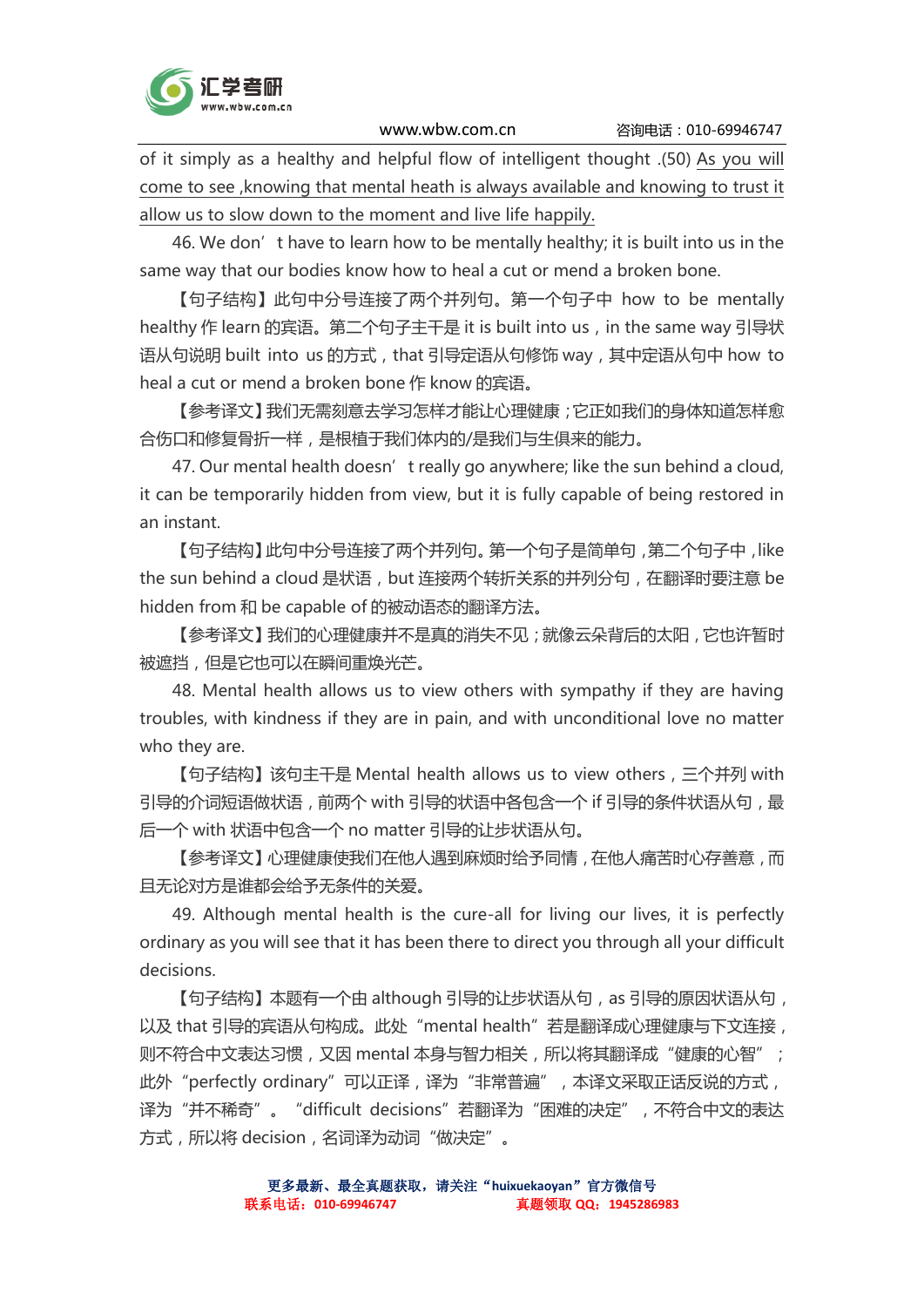of it simply as a healthy and helpful flow of intelligent thought .(50) As you will come to see ,knowing that mental heath is always available and knowing to trust it allow us to slow down to the moment and live life happily.

46. We don' t have to learn how to be mentally healthy; it is built into us in the same way that our bodies know how to heal a cut or mend a broken bone.

【句子结构】此句中分号连接了两个并列句。第一个句子中 how to be mentally healthy 作 learn 的宾语。第二个句子主干是 it is built into us，in the same way 引导状语从句说明 built into us 的方式，that 引导定语从句修饰 way，其中定语从句中 how to heal a cut or mend a broken bone 作 know 的宾语。

【参考译文】我们无需刻意去学习怎样才能让心理健康；它正如我们的身体知道怎样愈合伤口和修复骨折一样，是根植于我们体内的/是我们与生俱来的能力。

47. Our mental health doesn' t really go anywhere; like the sun behind a cloud, it can be temporarily hidden from view, but it is fully capable of being restored in an instant.

【句子结构】此句中分号连接了两个并列句。第一个句子是简单句，第二个句子中，like the sun behind a cloud 是状语，but 连接两个转折关系的并列分句，在翻译时要注意 be hidden from 和 be capable of 的被动语态的翻译方法。

【参考译文】我们的心理健康并不是真的消失不见；就像云朵背后的太阳，它也许暂时被遮挡，但是它也可以在瞬间重焕光芒。

48. Mental health allows us to view others with sympathy if they are having troubles, with kindness if they are in pain, and with unconditional love no matter who they are.

【句子结构】该句主干是 Mental health allows us to view others，三个并列 with 引导的介词短语做状语，前两个 with 引导的状语中各包含一个 if 引导的条件状语从句，最后一个 with 状语中包含一个 no matter 引导的让步状语从句。

【参考译文】心理健康使我们在他人遇到麻烦时给予同情，在他人痛苦时心存善意，而且无论对方是谁都会给予无条件的关爱。

49. Although mental health is the cure-all for living our lives, it is perfectly ordinary as you will see that it has been there to direct you through all your difficult decisions.

【句子结构】本题有一个由 although 引导的让步状语从句，as 引导的原因状语从句，以及 that 引导的宾语从句构成。此处"mental health"若是翻译成心理健康与下文连接，则不符合中文表达习惯，又因 mental 本身与智力相关，所以将其翻译成"健康的心智"；此外"perfectly ordinary"可以正译，译为"非常普遍"，本译文采取正话反说的方式，译为"并不稀奇"。"difficult decisions"若翻译为"困难的决定"，不符合中文的表达方式，所以将 decision，名词译为动词"做决定"。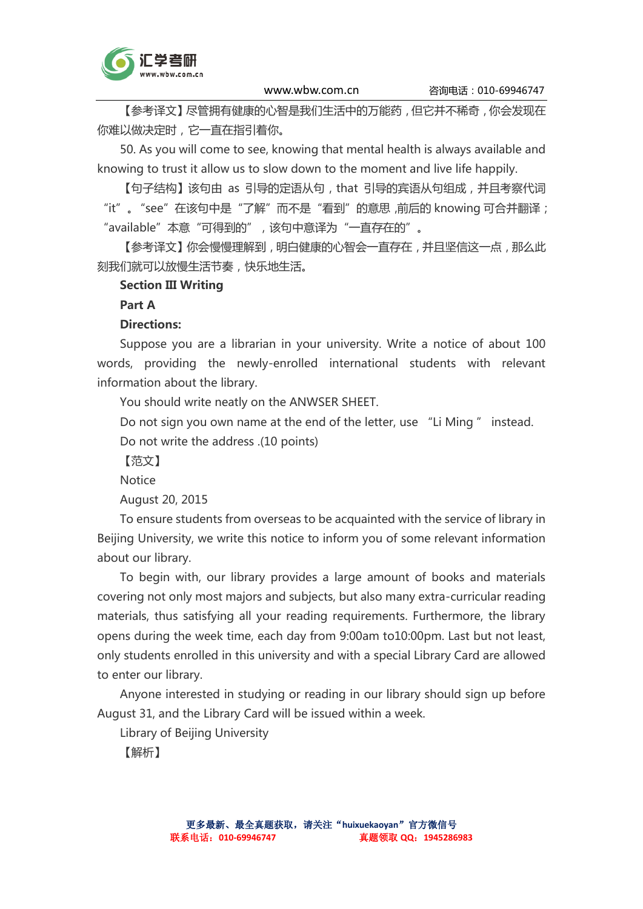【参考译文】尽管拥有健康的心智是我们生活中的万能药，但它并不稀奇，你会发现在你难以做决定时，它一直在指引着你。

50. As you will come to see, knowing that mental health is always available and knowing to trust it allow us to slow down to the moment and live life happily.

【句子结构】该句由 as 引导的定语从句，that 引导的宾语从句组成，并且考察代词“it”。“see”在该句中是“了解”而不是“看到”的意思，前后的 knowing 可合并翻译；“available”本意“可得到的”，该句中意译为“一直存在的”。

【参考译文】你会慢慢理解到，明白健康的心智会一直存在，并且坚信这一点，那么此刻我们就可以放慢生活节奏，快乐地生活。

**Section Ⅲ Writing**

**Part A**

**Directions:**

Suppose you are a librarian in your university. Write a notice of about 100 words, providing the newly-enrolled international students with relevant information about the library.

You should write neatly on the ANWSER SHEET.

Do not sign you own name at the end of the letter, use “Li Ming ” instead.

Do not write the address .(10 points)

【范文】

Notice

August 20, 2015

To ensure students from overseas to be acquainted with the service of library in Beijing University, we write this notice to inform you of some relevant information about our library.

To begin with, our library provides a large amount of books and materials covering not only most majors and subjects, but also many extra-curricular reading materials, thus satisfying all your reading requirements. Furthermore, the library opens during the week time, each day from 9:00am to10:00pm. Last but not least, only students enrolled in this university and with a special Library Card are allowed to enter our library.

Anyone interested in studying or reading in our library should sign up before August 31, and the Library Card will be issued within a week.

Library of Beijing University

【解析】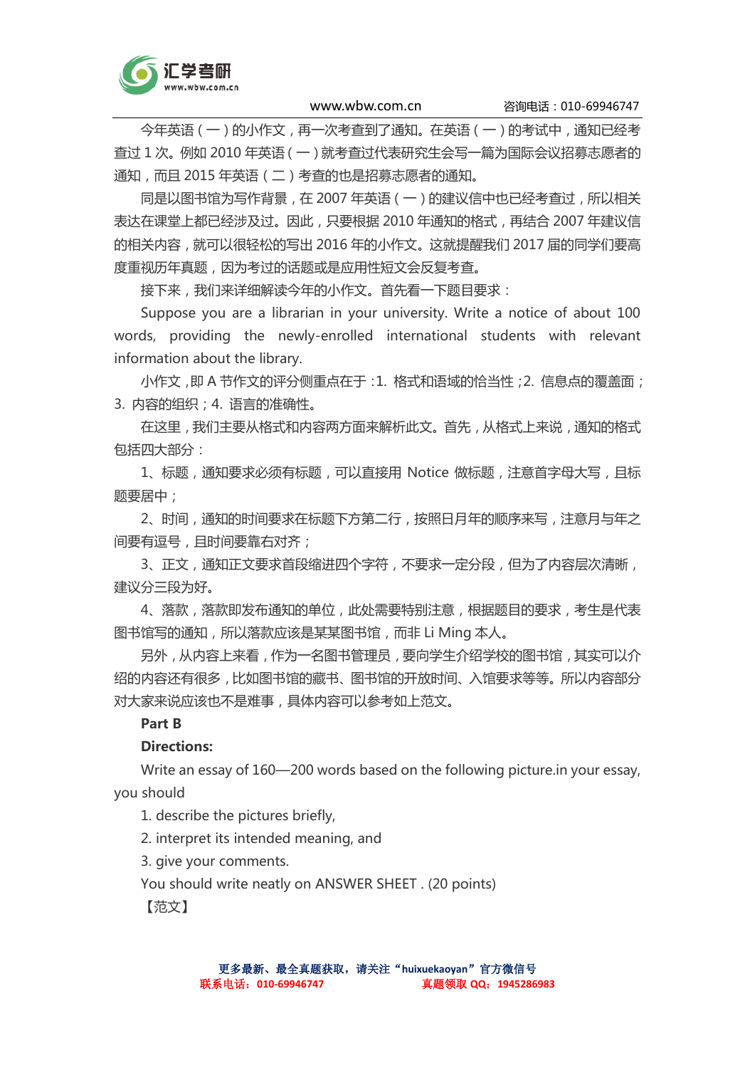今年英语（一）的小作文，再一次考查到了通知。在英语（一）的考试中，通知已经考查过 1 次。例如 2010 年英语（一）就考查过代表研究生会写一篇为国际会议招募志愿者的通知，而且 2015 年英语（二）考查的也是招募志愿者的通知。

同是以图书馆为写作背景，在 2007 年英语（一）的建议信中也已经考查过，所以相关表达在课堂上都已经涉及过。因此，只要根据 2010 年通知的格式，再结合 2007 年建议信的相关内容，就可以很轻松的写出 2016 年的小作文。这就提醒我们 2017 届的同学们要高度重视历年真题，因为考过的话题或是应用性短文会反复考查。

接下来，我们来详细解读今年的小作文。首先看一下题目要求：

Suppose you are a librarian in your university. Write a notice of about 100 words, providing the newly-enrolled international students with relevant information about the library.

小作文，即 A 节作文的评分侧重点在于：1. 格式和语域的恰当性；2. 信息点的覆盖面；3. 内容的组织；4. 语言的准确性。

在这里，我们主要从格式和内容两方面来解析此文。首先，从格式上来说，通知的格式包括四大部分：

1、标题，通知要求必须有标题，可以直接用 Notice 做标题，注意首字母大写，且标题要居中；

2、时间，通知的时间要求在标题下方第二行，按照日月年的顺序来写，注意月与年之间要有逗号，且时间要靠右对齐；

3、正文，通知正文要求首段缩进四个字符，不要求一定分段，但为了内容层次清晰，建议分三段为好。

4、落款，落款即发布通知的单位，此处需要特别注意，根据题目的要求，考生是代表图书馆写的通知，所以落款应该是某某图书馆，而非 Li Ming 本人。

另外，从内容上来看，作为一名图书管理员，要向学生介绍学校的图书馆，其实可以介绍的内容还有很多，比如图书馆的藏书、图书馆的开放时间、入馆要求等等。所以内容部分对大家来说应该也不是难事，具体内容可以参考如上范文。

**Part B**

**Directions:**

Write an essay of 160—200 words based on the following picture.in your essay, you should

1. describe the pictures briefly,
2. interpret its intended meaning, and
3. give your comments.

You should write neatly on ANSWER SHEET . (20 points)

【范文】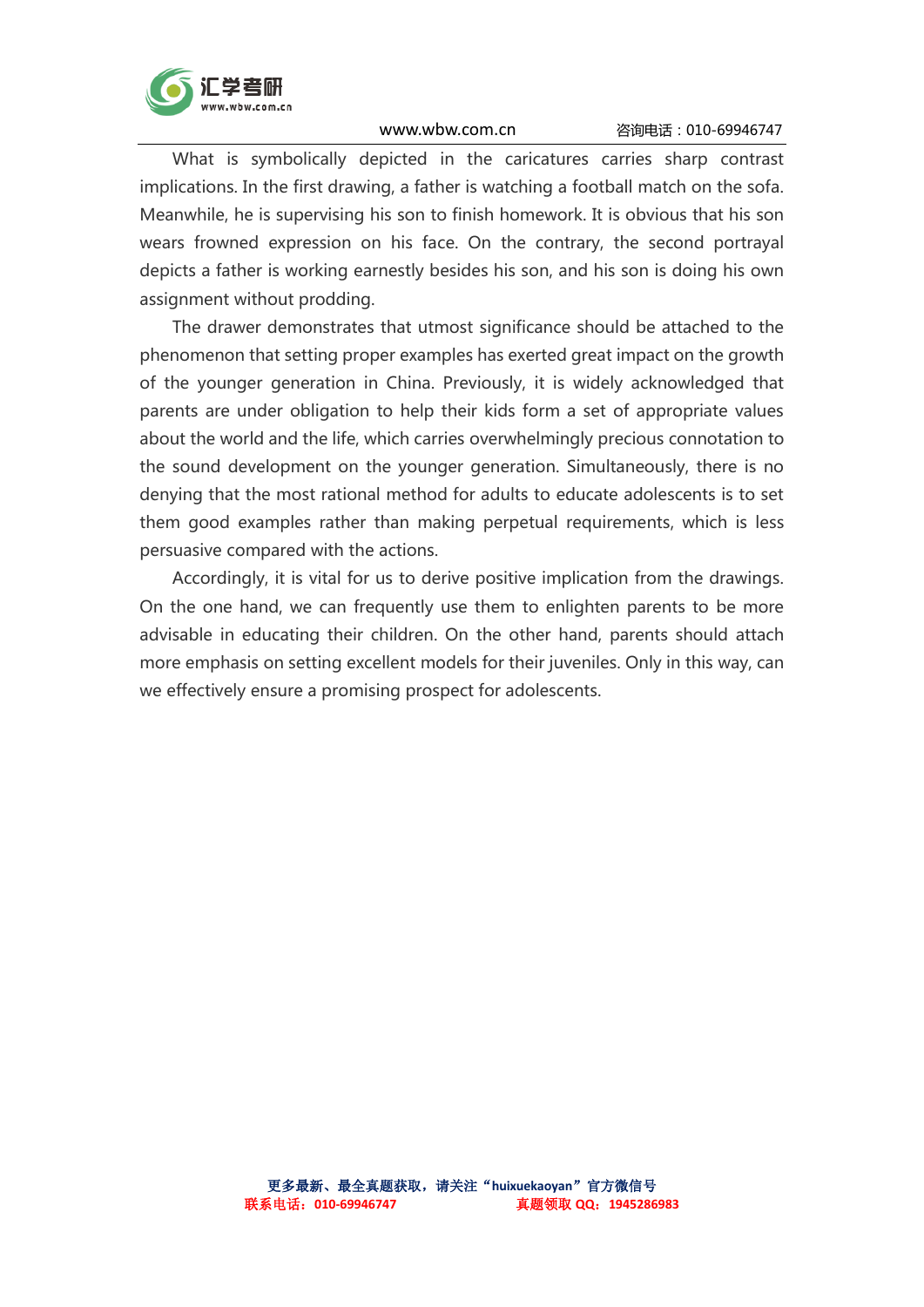What is symbolically depicted in the caricatures carries sharp contrast implications. In the first drawing, a father is watching a football match on the sofa. Meanwhile, he is supervising his son to finish homework. It is obvious that his son wears frowned expression on his face. On the contrary, the second portrayal depicts a father is working earnestly besides his son, and his son is doing his own assignment without prodding.

The drawer demonstrates that utmost significance should be attached to the phenomenon that setting proper examples has exerted great impact on the growth of the younger generation in China. Previously, it is widely acknowledged that parents are under obligation to help their kids form a set of appropriate values about the world and the life, which carries overwhelmingly precious connotation to the sound development on the younger generation. Simultaneously, there is no denying that the most rational method for adults to educate adolescents is to set them good examples rather than making perpetual requirements, which is less persuasive compared with the actions.

Accordingly, it is vital for us to derive positive implication from the drawings. On the one hand, we can frequently use them to enlighten parents to be more advisable in educating their children. On the other hand, parents should attach more emphasis on setting excellent models for their juveniles. Only in this way, can we effectively ensure a promising prospect for adolescents.